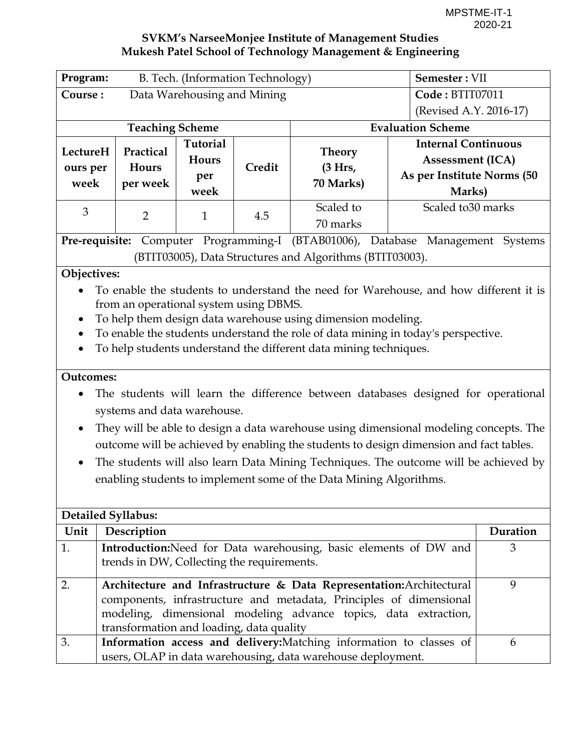MPSTME-IT-1
2020-21

**SVKM's NarseeMonjee Institute of Management Studies**
**Mukesh Patel School of Technology Management & Engineering**

| **Program:** B. Tech. (Information Technology) | | | | | **Semester :** VII |
|---|---|---|---|---|---|
| **Course :** Data Warehousing and Mining | | | | | **Code :** BTIT07011 (Revised A.Y. 2016-17) |
| **Teaching Scheme** | | | | **Evaluation Scheme** | |
| **LectureHours per week** | **Practical Hours per week** | **Tutorial Hours per week** | **Credit** | **Theory (3 Hrs, 70 Marks)** | **Internal Continuous Assessment (ICA) As per Institute Norms (50 Marks)** |
| 3 | 2 | 1 | 4.5 | Scaled to 70 marks | Scaled to30 marks |

**Pre-requisite:** Computer Programming-I (BTAB01006), Database Management Systems (BTIT03005), Data Structures and Algorithms (BTIT03003).

**Objectives:**

- To enable the students to understand the need for Warehouse, and how different it is from an operational system using DBMS.
- To help them design data warehouse using dimension modeling.
- To enable the students understand the role of data mining in today's perspective.
- To help students understand the different data mining techniques.

**Outcomes:**

- The students will learn the difference between databases designed for operational systems and data warehouse.
- They will be able to design a data warehouse using dimensional modeling concepts. The outcome will be achieved by enabling the students to design dimension and fact tables.
- The students will also learn Data Mining Techniques. The outcome will be achieved by enabling students to implement some of the Data Mining Algorithms.

**Detailed Syllabus:**

| Unit | Description | Duration |
|---|---|---|
| 1. | **Introduction:**Need for Data warehousing, basic elements of DW and trends in DW, Collecting the requirements. | 3 |
| 2. | **Architecture and Infrastructure & Data Representation:**Architectural components, infrastructure and metadata, Principles of dimensional modeling, dimensional modeling advance topics, data extraction, transformation and loading, data quality | 9 |
| 3. | **Information access and delivery:**Matching information to classes of users, OLAP in data warehousing, data warehouse deployment. | 6 |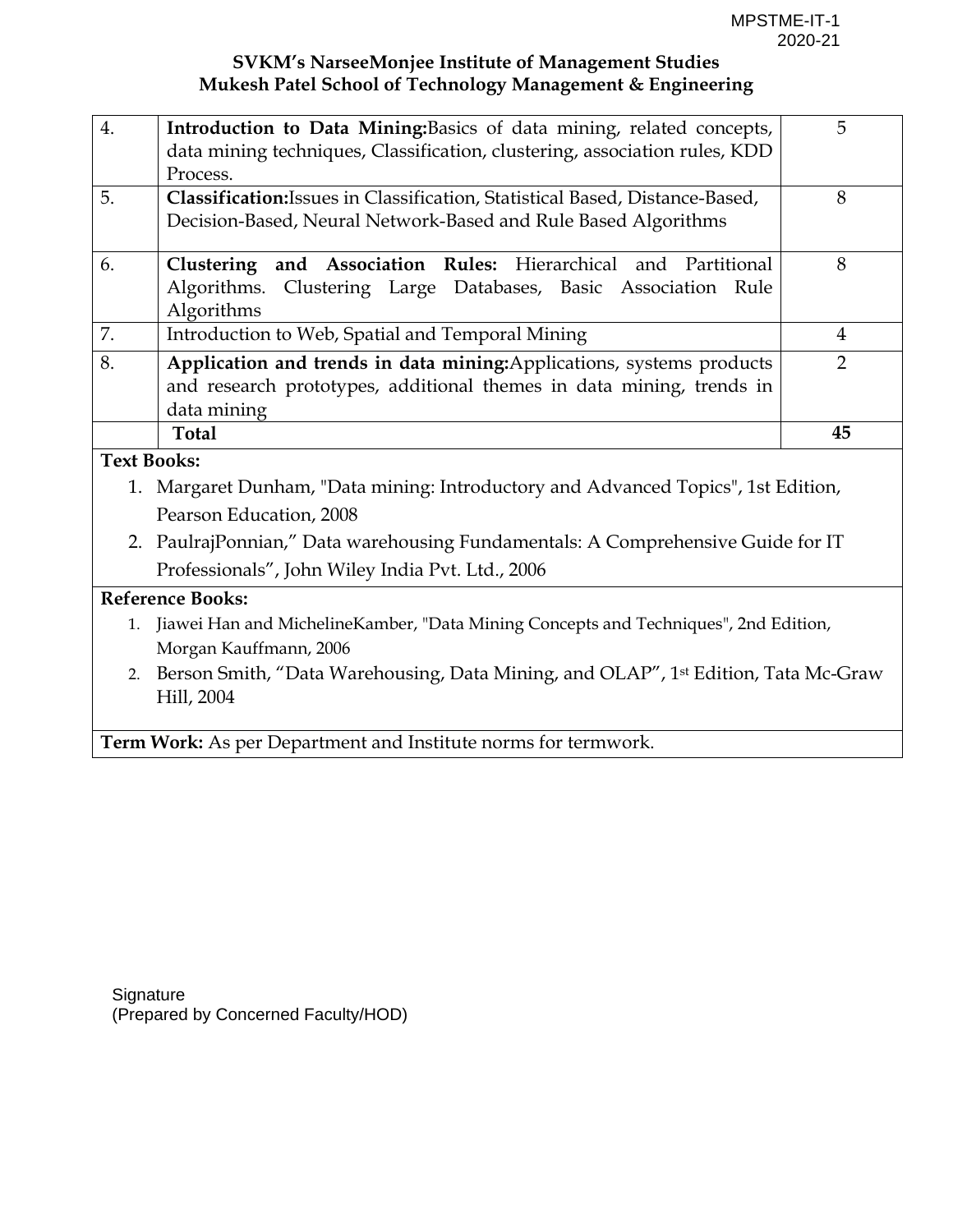**SVKM's NarseeMonjee Institute of Management Studies**
**Mukesh Patel School of Technology Management & Engineering**

| | | |
|---|---|---|
| 4. | **Introduction to Data Mining:**Basics of data mining, related concepts, data mining techniques, Classification, clustering, association rules, KDD Process. | 5 |
| 5. | **Classification:**Issues in Classification, Statistical Based, Distance-Based, Decision-Based, Neural Network-Based and Rule Based Algorithms | 8 |
| 6. | **Clustering and Association Rules:** Hierarchical and Partitional Algorithms. Clustering Large Databases, Basic Association Rule Algorithms | 8 |
| 7. | Introduction to Web, Spatial and Temporal Mining | 4 |
| 8. | **Application and trends in data mining:**Applications, systems products and research prototypes, additional themes in data mining, trends in data mining | 2 |
| | **Total** | **45** |

**Text Books:**

1. Margaret Dunham, "Data mining: Introductory and Advanced Topics", 1st Edition, Pearson Education, 2008
2. PaulrajPonnian," Data warehousing Fundamentals: A Comprehensive Guide for IT Professionals", John Wiley India Pvt. Ltd., 2006

**Reference Books:**

1. Jiawei Han and MichelineKamber, "Data Mining Concepts and Techniques", 2nd Edition, Morgan Kauffmann, 2006
2. Berson Smith, "Data Warehousing, Data Mining, and OLAP", 1st Edition, Tata Mc-Graw Hill, 2004

**Term Work:** As per Department and Institute norms for termwork.

Signature
(Prepared by Concerned Faculty/HOD)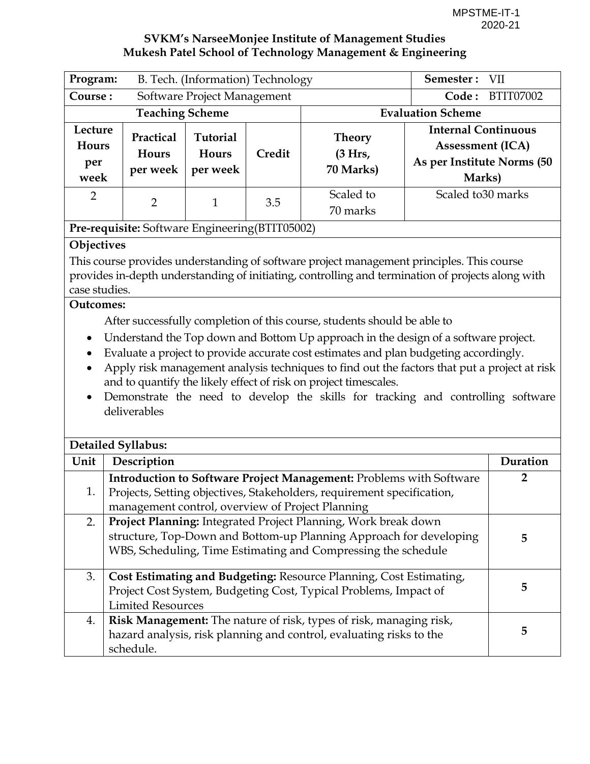SVKM's NarseeMonjee Institute of Management Studies
Mukesh Patel School of Technology Management & Engineering

| **Program:** B. Tech. (Information) Technology | | | | | **Semester :** VII |
|---|---|---|---|---|---|
| **Course :** Software Project Management | | | | | **Code :** BTIT07002 |
| **Teaching Scheme** | | | | **Evaluation Scheme** | |
| **Lecture Hours per week** | **Practical Hours per week** | **Tutorial Hours per week** | **Credit** | **Theory (3 Hrs, 70 Marks)** | **Internal Continuous Assessment (ICA) As per Institute Norms (50 Marks)** |
| 2 | 2 | 1 | 3.5 | Scaled to 70 marks | Scaled to30 marks |

**Pre-requisite:** Software Engineering(BTIT05002)

**Objectives**

This course provides understanding of software project management principles. This course provides in-depth understanding of initiating, controlling and termination of projects along with case studies.

**Outcomes:**

After successfully completion of this course, students should be able to

- Understand the Top down and Bottom Up approach in the design of a software project.
- Evaluate a project to provide accurate cost estimates and plan budgeting accordingly.
- Apply risk management analysis techniques to find out the factors that put a project at risk and to quantify the likely effect of risk on project timescales.
- Demonstrate the need to develop the skills for tracking and controlling software deliverables

**Detailed Syllabus:**

| Unit | Description | Duration |
|---|---|---|
| 1. | **Introduction to Software Project Management:** Problems with Software Projects, Setting objectives, Stakeholders, requirement specification, management control, overview of Project Planning | **2** |
| 2. | **Project Planning:** Integrated Project Planning, Work break down structure, Top-Down and Bottom-up Planning Approach for developing WBS, Scheduling, Time Estimating and Compressing the schedule | **5** |
| 3. | **Cost Estimating and Budgeting:** Resource Planning, Cost Estimating, Project Cost System, Budgeting Cost, Typical Problems, Impact of Limited Resources | **5** |
| 4. | **Risk Management:** The nature of risk, types of risk, managing risk, hazard analysis, risk planning and control, evaluating risks to the schedule. | **5** |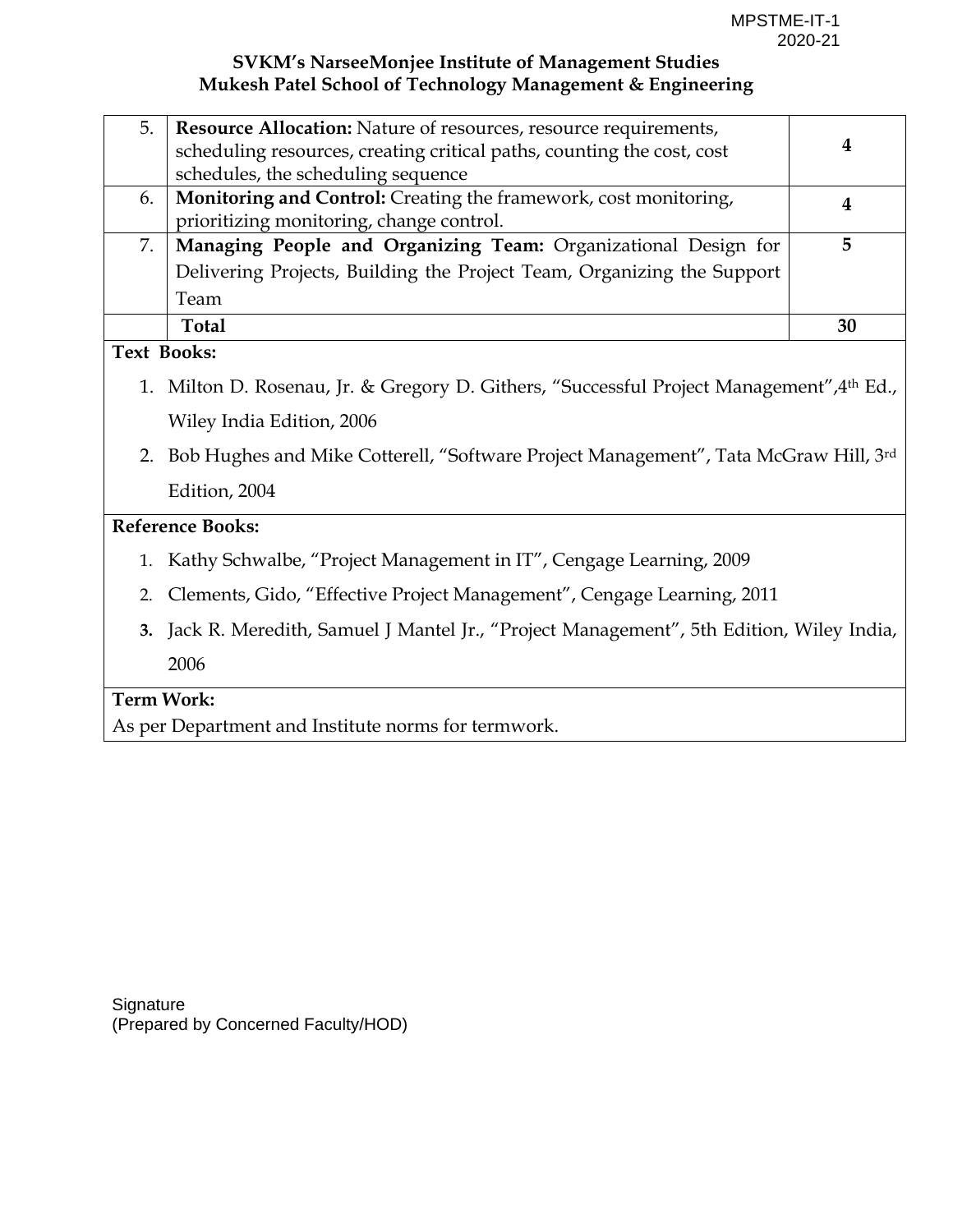| | | |
|---|---|---|
| 5. | **Resource Allocation:** Nature of resources, resource requirements, scheduling resources, creating critical paths, counting the cost, cost schedules, the scheduling sequence | **4** |
| 6. | **Monitoring and Control:** Creating the framework, cost monitoring, prioritizing monitoring, change control. | **4** |
| 7. | **Managing People and Organizing Team:** Organizational Design for Delivering Projects, Building the Project Team, Organizing the Support Team | **5** |
| | **Total** | **30** |

**Text Books:**

1. Milton D. Rosenau, Jr. & Gregory D. Githers, "Successful Project Management",4th Ed., Wiley India Edition, 2006
2. Bob Hughes and Mike Cotterell, "Software Project Management", Tata McGraw Hill, 3rd Edition, 2004

**Reference Books:**

1. Kathy Schwalbe, "Project Management in IT", Cengage Learning, 2009
2. Clements, Gido, "Effective Project Management", Cengage Learning, 2011
3. Jack R. Meredith, Samuel J Mantel Jr., "Project Management", 5th Edition, Wiley India, 2006

**Term Work:**

As per Department and Institute norms for termwork.

Signature
(Prepared by Concerned Faculty/HOD)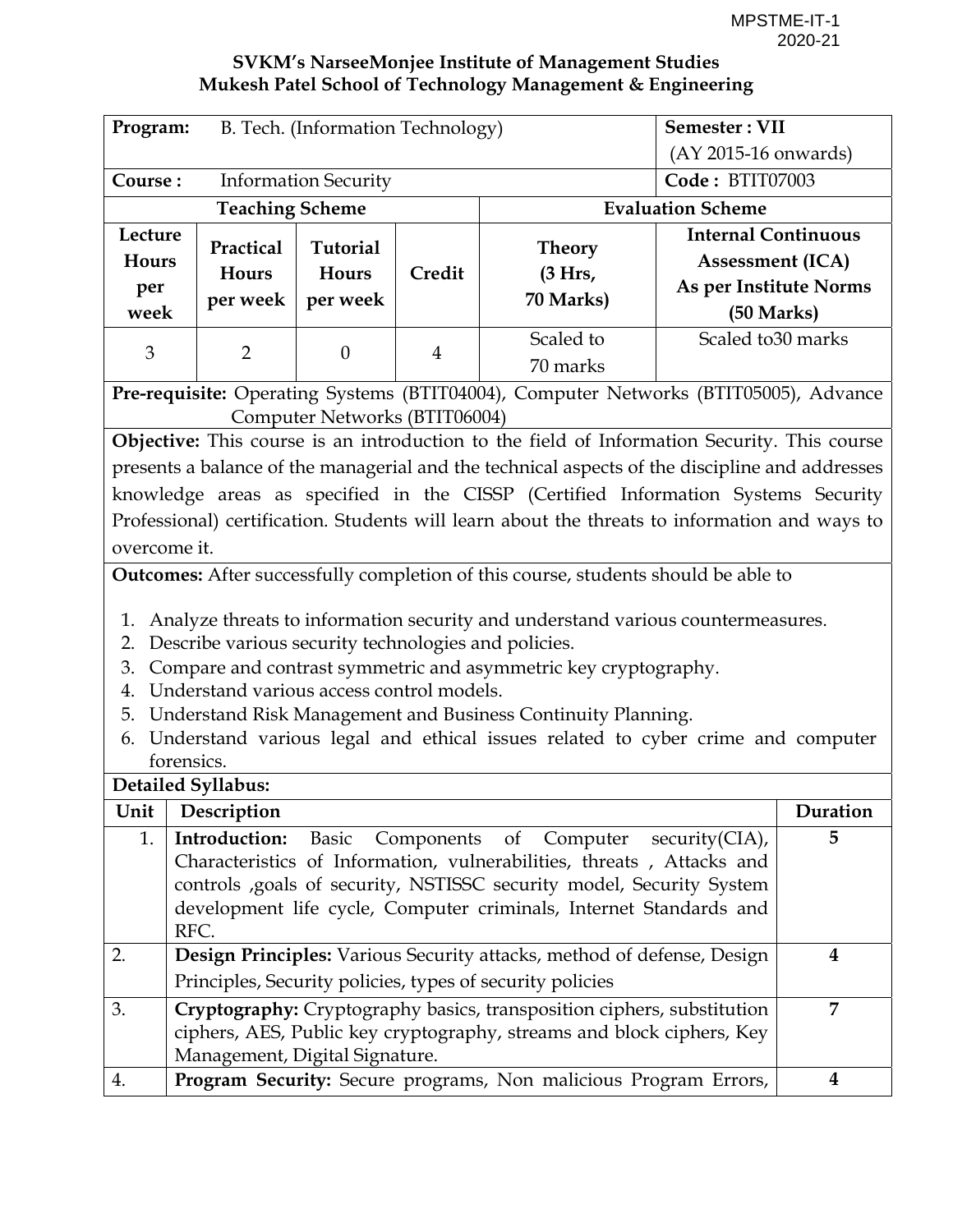MPSTME-IT-1
2020-21

**SVKM's NarseeMonjee Institute of Management Studies**
**Mukesh Patel School of Technology Management & Engineering**

| **Program:** B. Tech. (Information Technology) | | | | | **Semester : VII** (AY 2015-16 onwards) |
|---|---|---|---|---|---|
| **Course :** Information Security | | | | | **Code :** BTIT07003 |
| **Teaching Scheme** | | | | **Evaluation Scheme** | |
| **Lecture Hours per week** | **Practical Hours per week** | **Tutorial Hours per week** | **Credit** | **Theory (3 Hrs, 70 Marks)** | **Internal Continuous Assessment (ICA) As per Institute Norms (50 Marks)** |
| 3 | 2 | 0 | 4 | Scaled to 70 marks | Scaled to30 marks |

**Pre-requisite:** Operating Systems (BTIT04004), Computer Networks (BTIT05005), Advance Computer Networks (BTIT06004)

**Objective:** This course is an introduction to the field of Information Security. This course presents a balance of the managerial and the technical aspects of the discipline and addresses knowledge areas as specified in the CISSP (Certified Information Systems Security Professional) certification. Students will learn about the threats to information and ways to overcome it.

**Outcomes:** After successfully completion of this course, students should be able to

1. Analyze threats to information security and understand various countermeasures.
2. Describe various security technologies and policies.
3. Compare and contrast symmetric and asymmetric key cryptography.
4. Understand various access control models.
5. Understand Risk Management and Business Continuity Planning.
6. Understand various legal and ethical issues related to cyber crime and computer forensics.

**Detailed Syllabus:**

| Unit | Description | Duration |
|---|---|---|
| 1. | **Introduction:** Basic Components of Computer security(CIA), Characteristics of Information, vulnerabilities, threats , Attacks and controls ,goals of security, NSTISSC security model, Security System development life cycle, Computer criminals, Internet Standards and RFC. | **5** |
| 2. | **Design Principles:** Various Security attacks, method of defense, Design Principles, Security policies, types of security policies | **4** |
| 3. | **Cryptography:** Cryptography basics, transposition ciphers, substitution ciphers, AES, Public key cryptography, streams and block ciphers, Key Management, Digital Signature. | **7** |
| 4. | **Program Security:** Secure programs, Non malicious Program Errors, | **4** |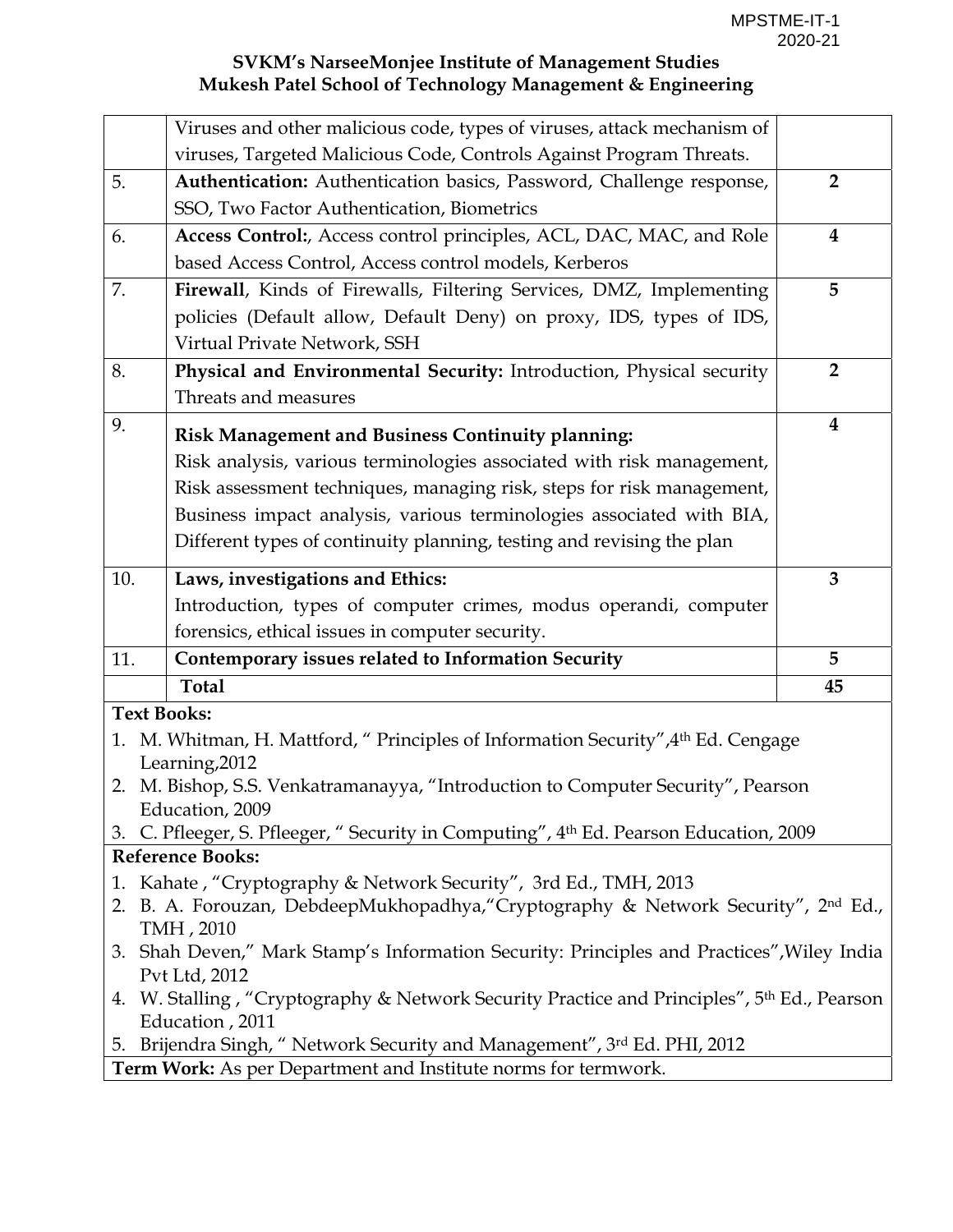**SVKM's NarseeMonjee Institute of Management Studies**
**Mukesh Patel School of Technology Management & Engineering**

| | | |
|---|---|---|
| | Viruses and other malicious code, types of viruses, attack mechanism of viruses, Targeted Malicious Code, Controls Against Program Threats. | |
| 5. | **Authentication:** Authentication basics, Password, Challenge response, SSO, Two Factor Authentication, Biometrics | **2** |
| 6. | **Access Control:**, Access control principles, ACL, DAC, MAC, and Role based Access Control, Access control models, Kerberos | **4** |
| 7. | **Firewall**, Kinds of Firewalls, Filtering Services, DMZ, Implementing policies (Default allow, Default Deny) on proxy, IDS, types of IDS, Virtual Private Network, SSH | **5** |
| 8. | **Physical and Environmental Security:** Introduction, Physical security Threats and measures | **2** |
| 9. | **Risk Management and Business Continuity planning:** Risk analysis, various terminologies associated with risk management, Risk assessment techniques, managing risk, steps for risk management, Business impact analysis, various terminologies associated with BIA, Different types of continuity planning, testing and revising the plan | **4** |
| 10. | **Laws, investigations and Ethics:** Introduction, types of computer crimes, modus operandi, computer forensics, ethical issues in computer security. | **3** |
| 11. | **Contemporary issues related to Information Security** | **5** |
| | **Total** | **45** |

**Text Books:**

1. M. Whitman, H. Mattford, " Principles of Information Security",4th Ed. Cengage Learning,2012
2. M. Bishop, S.S. Venkatramanayya, "Introduction to Computer Security", Pearson Education, 2009
3. C. Pfleeger, S. Pfleeger, " Security in Computing", 4th Ed. Pearson Education, 2009

**Reference Books:**

1. Kahate , "Cryptography & Network Security", 3rd Ed., TMH, 2013
2. B. A. Forouzan, DebdeepMukhopadhya,"Cryptography & Network Security", 2nd Ed., TMH , 2010
3. Shah Deven," Mark Stamp's Information Security: Principles and Practices",Wiley India Pvt Ltd, 2012
4. W. Stalling , "Cryptography & Network Security Practice and Principles", 5th Ed., Pearson Education , 2011
5. Brijendra Singh, " Network Security and Management", 3rd Ed. PHI, 2012

**Term Work:** As per Department and Institute norms for termwork.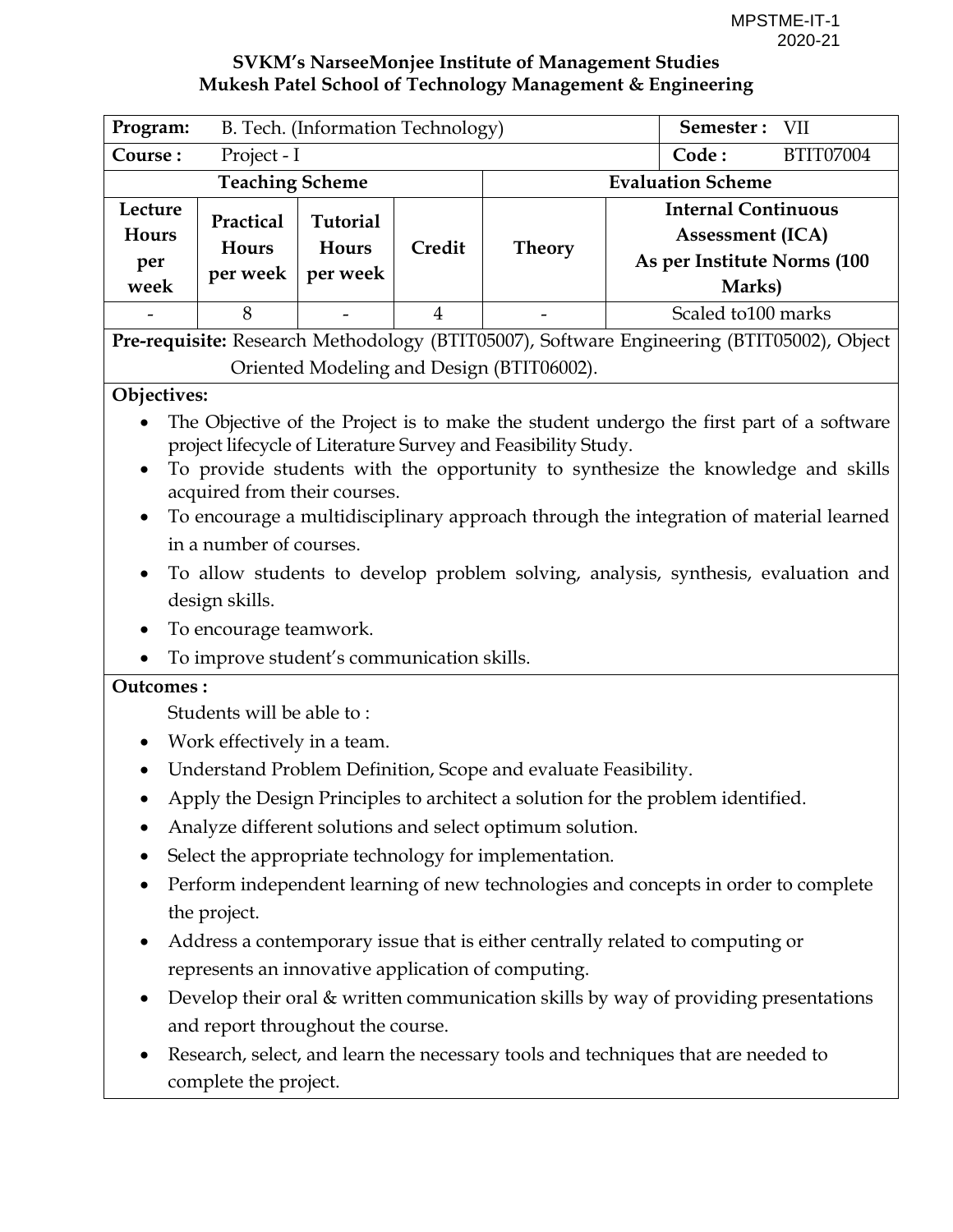**SVKM's NarseeMonjee Institute of Management Studies**
**Mukesh Patel School of Technology Management & Engineering**

| **Program:** B. Tech. (Information Technology) | | | | | **Semester :** VII |
|---|---|---|---|---|---|
| **Course :** Project - I | | | | | **Code :** BTIT07004 |
| **Teaching Scheme** | | | | **Evaluation Scheme** | |
| **Lecture Hours per week** | **Practical Hours per week** | **Tutorial Hours per week** | **Credit** | **Theory** | **Internal Continuous Assessment (ICA) As per Institute Norms (100 Marks)** |
| - | 8 | - | 4 | - | Scaled to100 marks |

**Pre-requisite:** Research Methodology (BTIT05007), Software Engineering (BTIT05002), Object Oriented Modeling and Design (BTIT06002).

**Objectives:**

- The Objective of the Project is to make the student undergo the first part of a software project lifecycle of Literature Survey and Feasibility Study.
- To provide students with the opportunity to synthesize the knowledge and skills acquired from their courses.
- To encourage a multidisciplinary approach through the integration of material learned in a number of courses.
- To allow students to develop problem solving, analysis, synthesis, evaluation and design skills.
- To encourage teamwork.
- To improve student's communication skills.

**Outcomes :**

Students will be able to :

- Work effectively in a team.
- Understand Problem Definition, Scope and evaluate Feasibility.
- Apply the Design Principles to architect a solution for the problem identified.
- Analyze different solutions and select optimum solution.
- Select the appropriate technology for implementation.
- Perform independent learning of new technologies and concepts in order to complete the project.
- Address a contemporary issue that is either centrally related to computing or represents an innovative application of computing.
- Develop their oral & written communication skills by way of providing presentations and report throughout the course.
- Research, select, and learn the necessary tools and techniques that are needed to complete the project.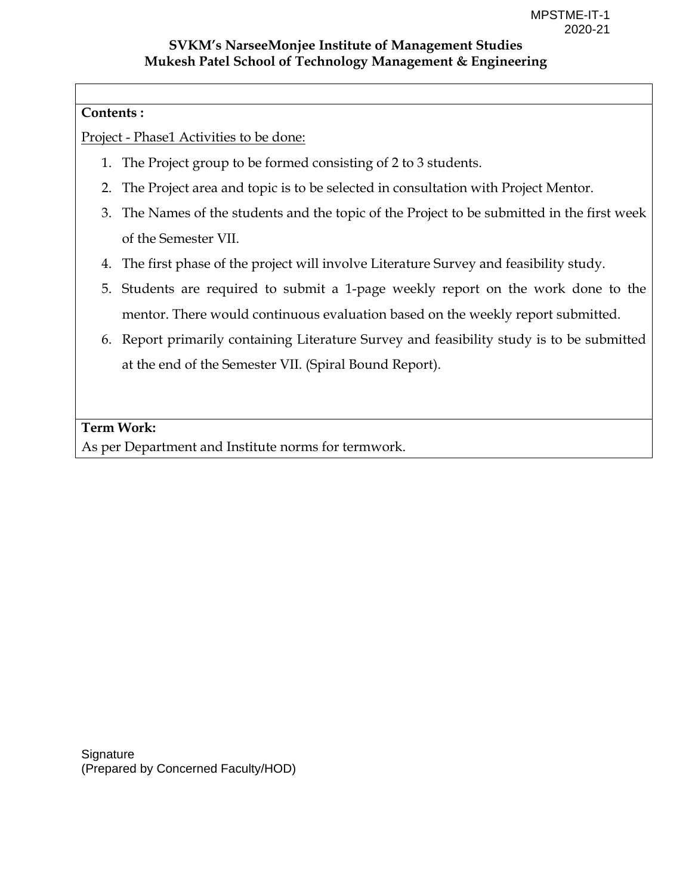**SVKM's NarseeMonjee Institute of Management Studies**
**Mukesh Patel School of Technology Management & Engineering**

**Contents :**

Project - Phase1 Activities to be done:

1. The Project group to be formed consisting of 2 to 3 students.
2. The Project area and topic is to be selected in consultation with Project Mentor.
3. The Names of the students and the topic of the Project to be submitted in the first week of the Semester VII.
4. The first phase of the project will involve Literature Survey and feasibility study.
5. Students are required to submit a 1-page weekly report on the work done to the mentor. There would continuous evaluation based on the weekly report submitted.
6. Report primarily containing Literature Survey and feasibility study is to be submitted at the end of the Semester VII. (Spiral Bound Report).

**Term Work:**
As per Department and Institute norms for termwork.

Signature
(Prepared by Concerned Faculty/HOD)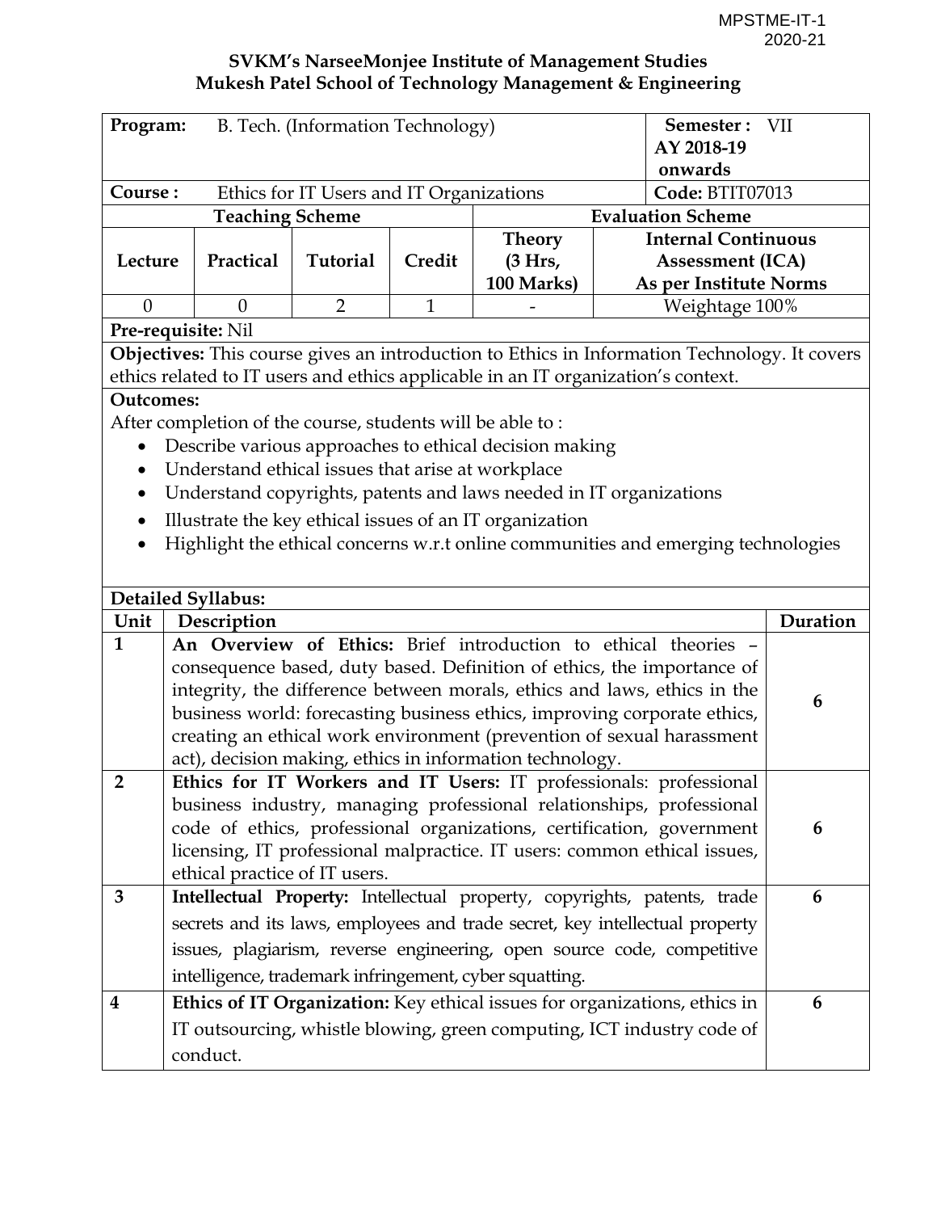MPSTME-IT-1
2020-21

**SVKM's NarseeMonjee Institute of Management Studies**
**Mukesh Patel School of Technology Management & Engineering**

| **Program:** B. Tech. (Information Technology) | | | | | **Semester :** VII **AY 2018-19 onwards** |
|---|---|---|---|---|---|
| **Course :** Ethics for IT Users and IT Organizations | | | | | **Code:** BTIT07013 |
| **Teaching Scheme** | | | | **Evaluation Scheme** | |
| **Lecture** | **Practical** | **Tutorial** | **Credit** | **Theory (3 Hrs, 100 Marks)** | **Internal Continuous Assessment (ICA) As per Institute Norms** |
| 0 | 0 | 2 | 1 | - | Weightage 100% |

**Pre-requisite:** Nil

**Objectives:** This course gives an introduction to Ethics in Information Technology. It covers ethics related to IT users and ethics applicable in an IT organization's context.

**Outcomes:**

After completion of the course, students will be able to :

- Describe various approaches to ethical decision making
- Understand ethical issues that arise at workplace
- Understand copyrights, patents and laws needed in IT organizations
- Illustrate the key ethical issues of an IT organization
- Highlight the ethical concerns w.r.t online communities and emerging technologies

**Detailed Syllabus:**

| Unit | Description | Duration |
|---|---|---|
| 1 | **An Overview of Ethics:** Brief introduction to ethical theories – consequence based, duty based. Definition of ethics, the importance of integrity, the difference between morals, ethics and laws, ethics in the business world: forecasting business ethics, improving corporate ethics, creating an ethical work environment (prevention of sexual harassment act), decision making, ethics in information technology. | 6 |
| 2 | **Ethics for IT Workers and IT Users:** IT professionals: professional business industry, managing professional relationships, professional code of ethics, professional organizations, certification, government licensing, IT professional malpractice. IT users: common ethical issues, ethical practice of IT users. | 6 |
| 3 | **Intellectual Property:** Intellectual property, copyrights, patents, trade secrets and its laws, employees and trade secret, key intellectual property issues, plagiarism, reverse engineering, open source code, competitive intelligence, trademark infringement, cyber squatting. | 6 |
| 4 | **Ethics of IT Organization:** Key ethical issues for organizations, ethics in IT outsourcing, whistle blowing, green computing, ICT industry code of conduct. | 6 |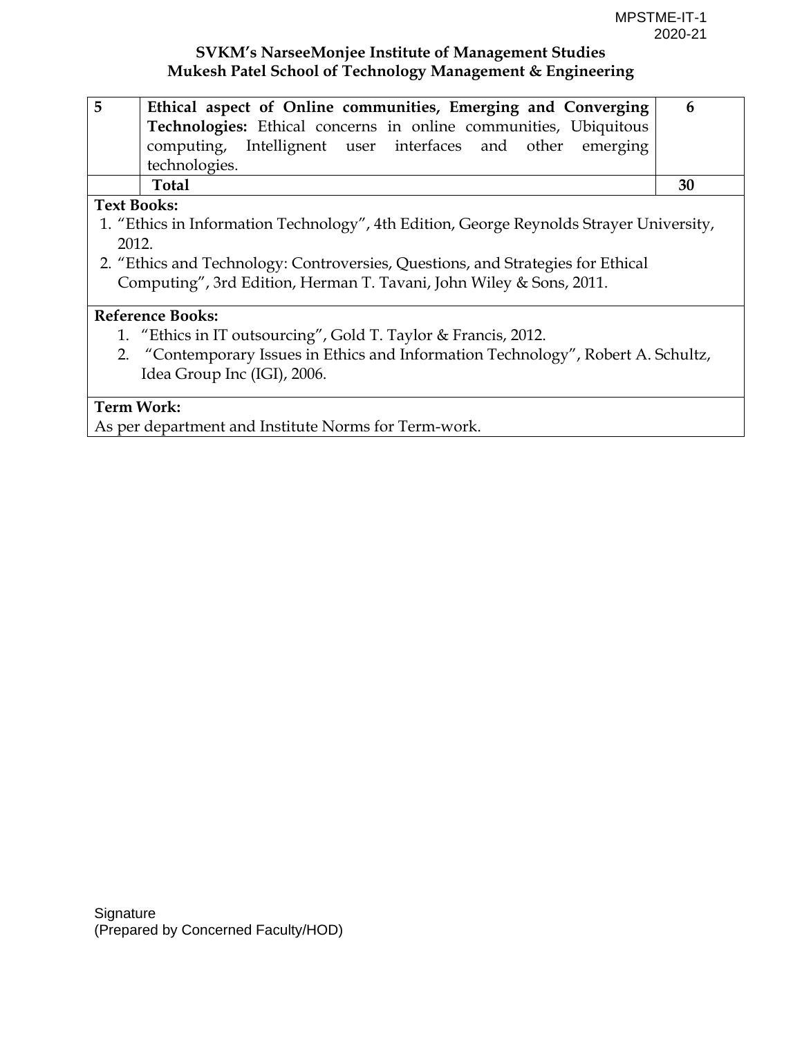**SVKM's NarseeMonjee Institute of Management Studies**
**Mukesh Patel School of Technology Management & Engineering**

| | | |
|---|---|---|
| 5 | **Ethical aspect of Online communities, Emerging and Converging Technologies:** Ethical concerns in online communities, Ubiquitous computing, Intellignent user interfaces and other emerging technologies. | 6 |
| | **Total** | **30** |

**Text Books:**

1. "Ethics in Information Technology", 4th Edition, George Reynolds Strayer University, 2012.
2. "Ethics and Technology: Controversies, Questions, and Strategies for Ethical Computing", 3rd Edition, Herman T. Tavani, John Wiley & Sons, 2011.

**Reference Books:**

1. "Ethics in IT outsourcing", Gold T. Taylor & Francis, 2012.
2. "Contemporary Issues in Ethics and Information Technology", Robert A. Schultz, Idea Group Inc (IGI), 2006.

**Term Work:**

As per department and Institute Norms for Term-work.

Signature
(Prepared by Concerned Faculty/HOD)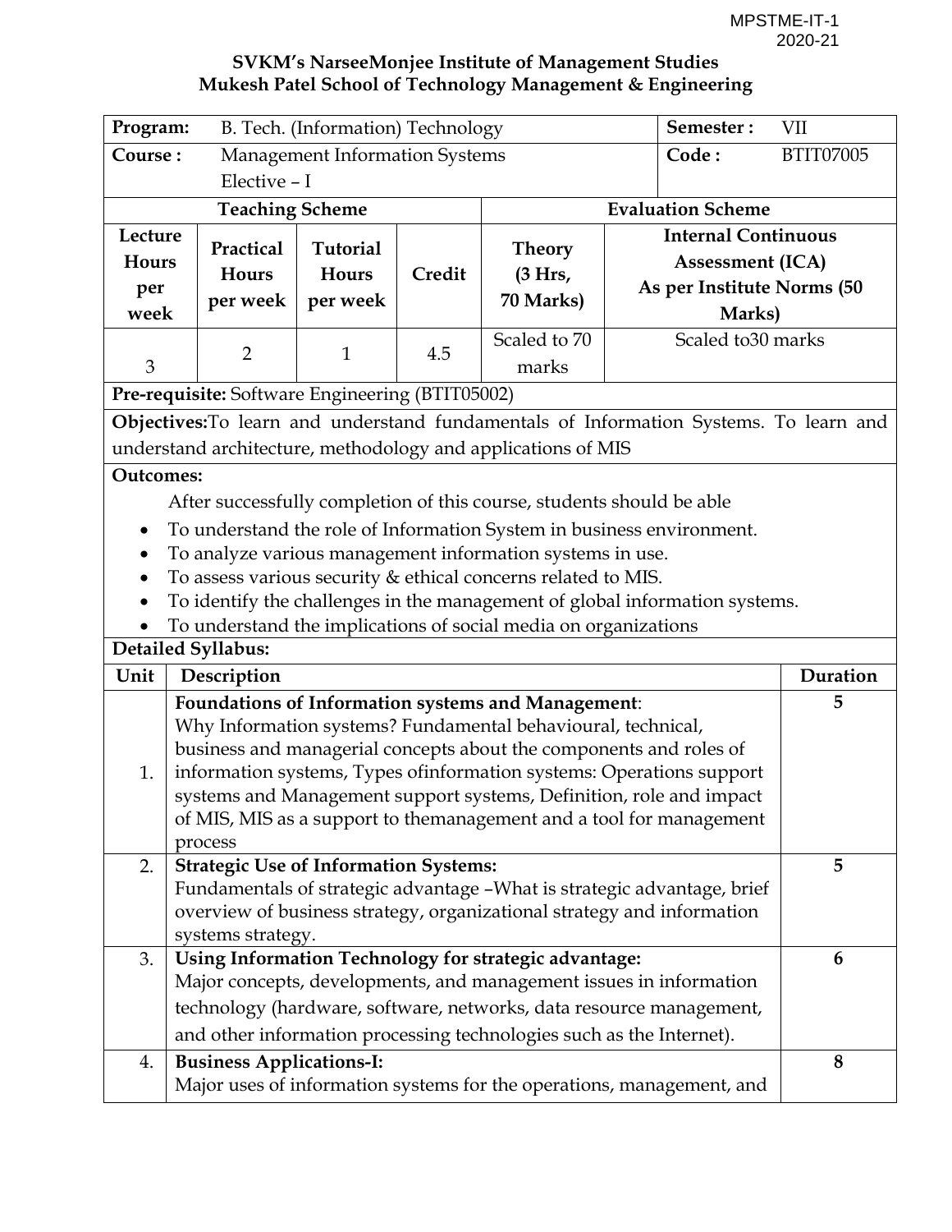MPSTME-IT-1
2020-21

**SVKM's NarseeMonjee Institute of Management Studies**
**Mukesh Patel School of Technology Management & Engineering**

| **Program:** | B. Tech. (Information) Technology | | | | **Semester :** | VII |
|---|---|---|---|---|---|---|
| **Course :** | Management Information Systems Elective – I | | | | **Code :** | BTIT07005 |
| **Teaching Scheme** | | | | **Evaluation Scheme** | | |
| **Lecture Hours per week** | **Practical Hours per week** | **Tutorial Hours per week** | **Credit** | **Theory (3 Hrs, 70 Marks)** | **Internal Continuous Assessment (ICA) As per Institute Norms (50 Marks)** | |
| 3 | 2 | 1 | 4.5 | Scaled to 70 marks | Scaled to30 marks | |

**Pre-requisite:** Software Engineering (BTIT05002)

**Objectives:**To learn and understand fundamentals of Information Systems. To learn and understand architecture, methodology and applications of MIS

**Outcomes:**

After successfully completion of this course, students should be able

- To understand the role of Information System in business environment.
- To analyze various management information systems in use.
- To assess various security & ethical concerns related to MIS.
- To identify the challenges in the management of global information systems.
- To understand the implications of social media on organizations

**Detailed Syllabus:**

| Unit | Description | Duration |
|---|---|---|
| 1. | **Foundations of Information systems and Management**: Why Information systems? Fundamental behavioural, technical, business and managerial concepts about the components and roles of information systems, Types ofinformation systems: Operations support systems and Management support systems, Definition, role and impact of MIS, MIS as a support to themanagement and a tool for management process | 5 |
| 2. | **Strategic Use of Information Systems:** Fundamentals of strategic advantage –What is strategic advantage, brief overview of business strategy, organizational strategy and information systems strategy. | 5 |
| 3. | **Using Information Technology for strategic advantage:** Major concepts, developments, and management issues in information technology (hardware, software, networks, data resource management, and other information processing technologies such as the Internet). | 6 |
| 4. | **Business Applications-I:** Major uses of information systems for the operations, management, and | 8 |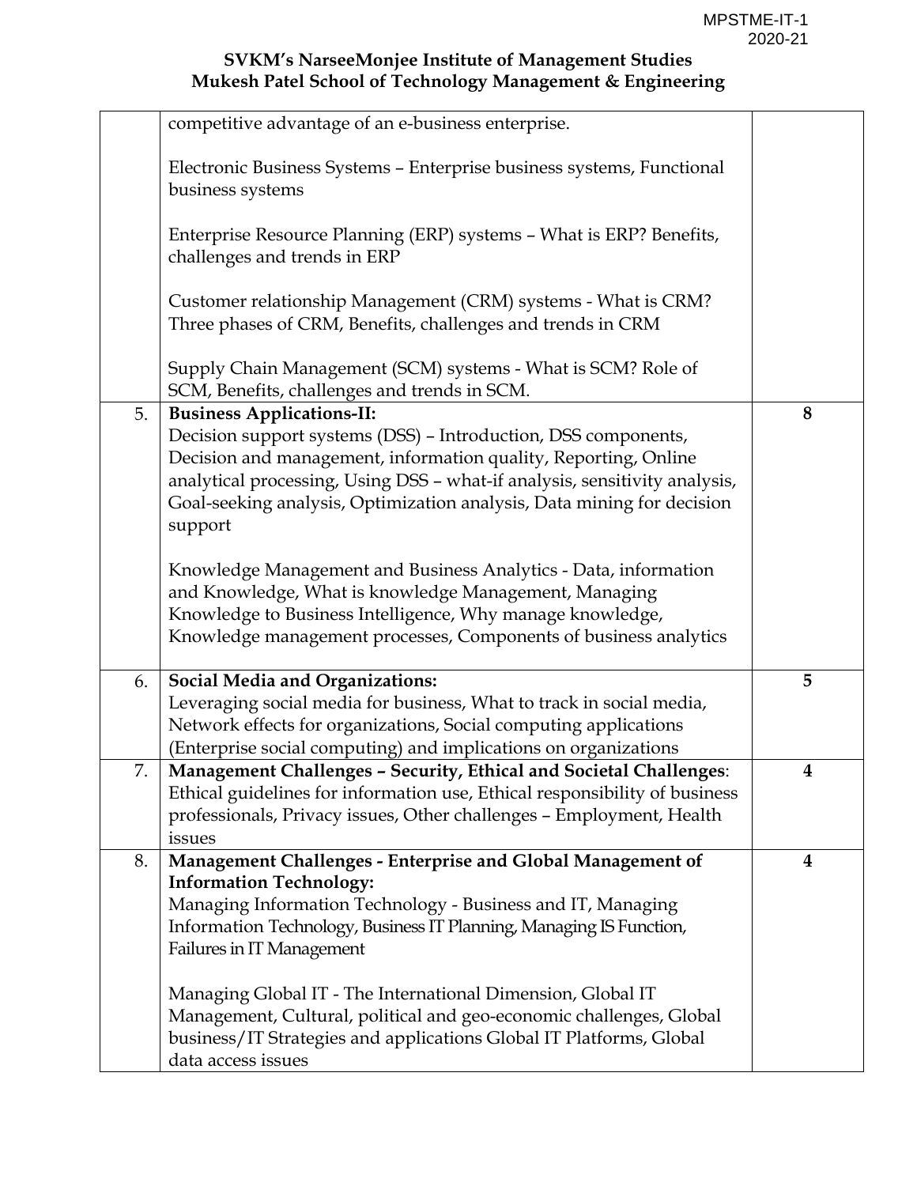| | | |
|---|---|---|
| | competitive advantage of an e-business enterprise.<br><br>Electronic Business Systems – Enterprise business systems, Functional business systems<br><br>Enterprise Resource Planning (ERP) systems – What is ERP? Benefits, challenges and trends in ERP<br><br>Customer relationship Management (CRM) systems - What is CRM? Three phases of CRM, Benefits, challenges and trends in CRM<br><br>Supply Chain Management (SCM) systems - What is SCM? Role of SCM, Benefits, challenges and trends in SCM. | |
| 5. | **Business Applications-II:**<br>Decision support systems (DSS) – Introduction, DSS components, Decision and management, information quality, Reporting, Online analytical processing, Using DSS – what-if analysis, sensitivity analysis, Goal-seeking analysis, Optimization analysis, Data mining for decision support<br><br>Knowledge Management and Business Analytics - Data, information and Knowledge, What is knowledge Management, Managing Knowledge to Business Intelligence, Why manage knowledge, Knowledge management processes, Components of business analytics | **8** |
| 6. | **Social Media and Organizations:**<br>Leveraging social media for business, What to track in social media, Network effects for organizations, Social computing applications (Enterprise social computing) and implications on organizations | **5** |
| 7. | **Management Challenges – Security, Ethical and Societal Challenges**:<br>Ethical guidelines for information use, Ethical responsibility of business professionals, Privacy issues, Other challenges – Employment, Health issues | **4** |
| 8. | **Management Challenges - Enterprise and Global Management of Information Technology:**<br>Managing Information Technology - Business and IT, Managing Information Technology, Business IT Planning, Managing IS Function, Failures in IT Management<br><br>Managing Global IT - The International Dimension, Global IT Management, Cultural, political and geo-economic challenges, Global business/IT Strategies and applications Global IT Platforms, Global data access issues | **4** |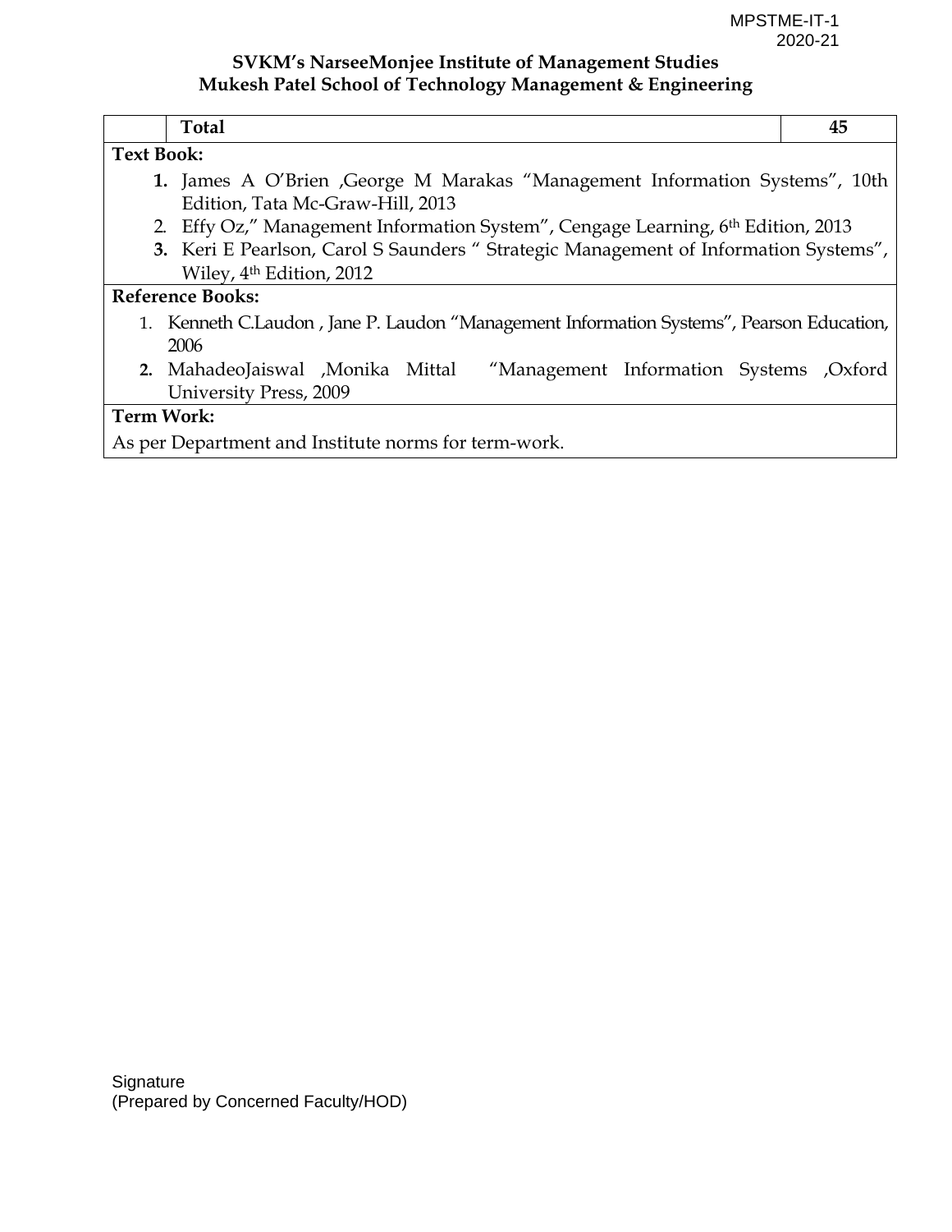| | **Total** | **45** |
|---|---|---|

**Text Book:**

1. James A O'Brien ,George M Marakas "Management Information Systems", 10th Edition, Tata Mc-Graw-Hill, 2013
2. Effy Oz," Management Information System", Cengage Learning, 6th Edition, 2013
3. Keri E Pearlson, Carol S Saunders " Strategic Management of Information Systems", Wiley, 4th Edition, 2012

**Reference Books:**

1. Kenneth C.Laudon , Jane P. Laudon "Management Information Systems", Pearson Education, 2006
2. MahadeoJaiswal ,Monika Mittal "Management Information Systems ,Oxford University Press, 2009

**Term Work:**

As per Department and Institute norms for term-work.

Signature
(Prepared by Concerned Faculty/HOD)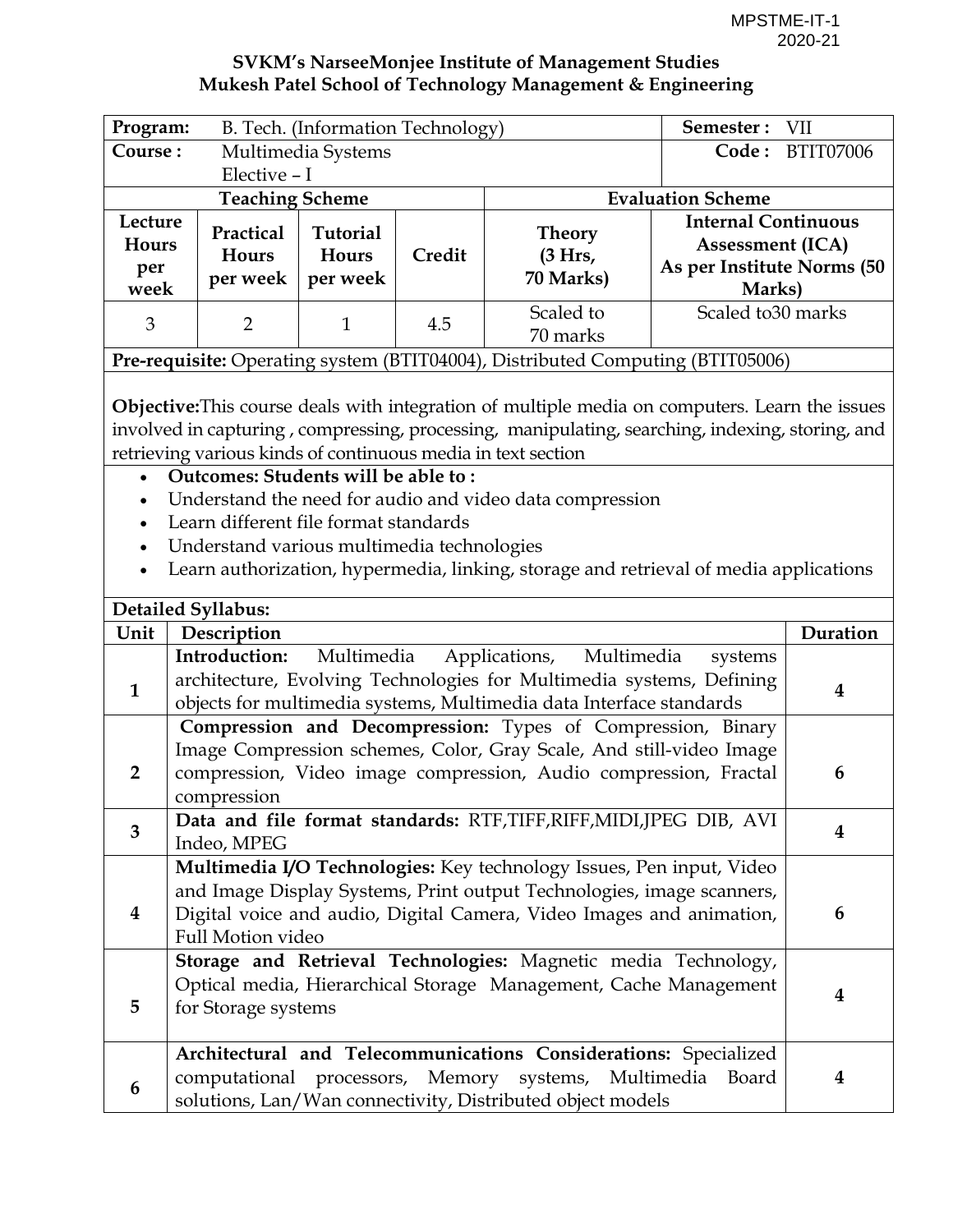MPSTME-IT-1
2020-21

**SVKM's NarseeMonjee Institute of Management Studies**
**Mukesh Patel School of Technology Management & Engineering**

| **Program:** | B. Tech. (Information Technology) | | | **Semester :** | VII |
|---|---|---|---|---|---|
| **Course :** | Multimedia Systems Elective – I | | | **Code :** | BTIT07006 |
| **Teaching Scheme** | | | | **Evaluation Scheme** | |
| **Lecture Hours per week** | **Practical Hours per week** | **Tutorial Hours per week** | **Credit** | **Theory (3 Hrs, 70 Marks)** | **Internal Continuous Assessment (ICA) As per Institute Norms (50 Marks)** |
| 3 | 2 | 1 | 4.5 | Scaled to 70 marks | Scaled to30 marks |

**Pre-requisite:** Operating system (BTIT04004), Distributed Computing (BTIT05006)

**Objective:**This course deals with integration of multiple media on computers. Learn the issues involved in capturing , compressing, processing, manipulating, searching, indexing, storing, and retrieving various kinds of continuous media in text section

- **Outcomes: Students will be able to :**
- Understand the need for audio and video data compression
- Learn different file format standards
- Understand various multimedia technologies
- Learn authorization, hypermedia, linking, storage and retrieval of media applications

**Detailed Syllabus:**

| Unit | Description | Duration |
|---|---|---|
| 1 | **Introduction:** Multimedia Applications, Multimedia systems architecture, Evolving Technologies for Multimedia systems, Defining objects for multimedia systems, Multimedia data Interface standards | 4 |
| 2 | **Compression and Decompression:** Types of Compression, Binary Image Compression schemes, Color, Gray Scale, And still-video Image compression, Video image compression, Audio compression, Fractal compression | 6 |
| 3 | **Data and file format standards:** RTF,TIFF,RIFF,MIDI,JPEG DIB, AVI Indeo, MPEG | 4 |
| 4 | **Multimedia I/O Technologies:** Key technology Issues, Pen input, Video and Image Display Systems, Print output Technologies, image scanners, Digital voice and audio, Digital Camera, Video Images and animation, Full Motion video | 6 |
| 5 | **Storage and Retrieval Technologies:** Magnetic media Technology, Optical media, Hierarchical Storage Management, Cache Management for Storage systems | 4 |
| 6 | **Architectural and Telecommunications Considerations:** Specialized computational processors, Memory systems, Multimedia Board solutions, Lan/Wan connectivity, Distributed object models | 4 |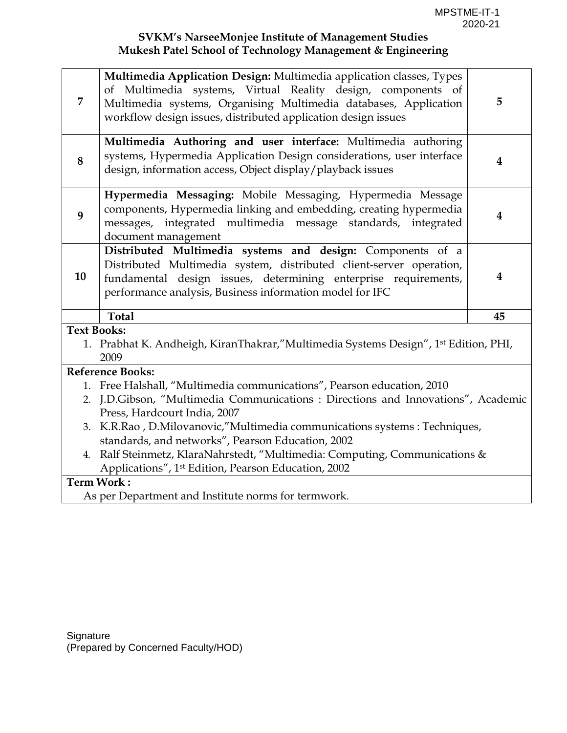**SVKM's NarseeMonjee Institute of Management Studies**
**Mukesh Patel School of Technology Management & Engineering**

| | | |
|---|---|---|
| 7 | **Multimedia Application Design:** Multimedia application classes, Types of Multimedia systems, Virtual Reality design, components of Multimedia systems, Organising Multimedia databases, Application workflow design issues, distributed application design issues | 5 |
| 8 | **Multimedia Authoring and user interface:** Multimedia authoring systems, Hypermedia Application Design considerations, user interface design, information access, Object display/playback issues | 4 |
| 9 | **Hypermedia Messaging:** Mobile Messaging, Hypermedia Message components, Hypermedia linking and embedding, creating hypermedia messages, integrated multimedia message standards, integrated document management | 4 |
| 10 | **Distributed Multimedia systems and design:** Components of a Distributed Multimedia system, distributed client-server operation, fundamental design issues, determining enterprise requirements, performance analysis, Business information model for IFC | 4 |
| | **Total** | **45** |

**Text Books:**

1. Prabhat K. Andheigh, KiranThakrar,"Multimedia Systems Design", 1st Edition, PHI, 2009

**Reference Books:**

1. Free Halshall, "Multimedia communications", Pearson education, 2010
2. J.D.Gibson, "Multimedia Communications : Directions and Innovations", Academic Press, Hardcourt India, 2007
3. K.R.Rao , D.Milovanovic,"Multimedia communications systems : Techniques, standards, and networks", Pearson Education, 2002
4. Ralf Steinmetz, KlaraNahrstedt, "Multimedia: Computing, Communications & Applications", 1st Edition, Pearson Education, 2002

**Term Work :**

As per Department and Institute norms for termwork.

Signature
(Prepared by Concerned Faculty/HOD)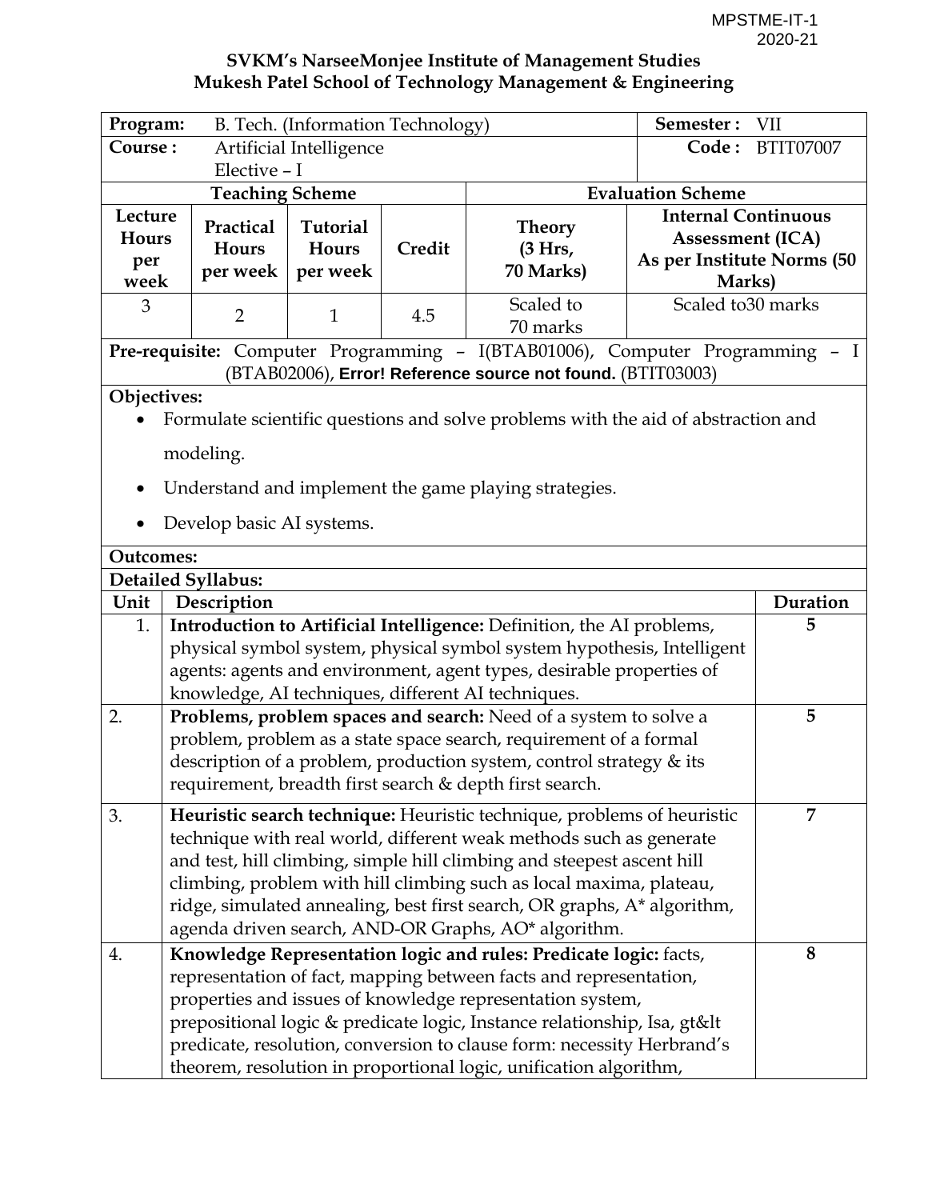MPSTME-IT-1
2020-21

**SVKM's NarseeMonjee Institute of Management Studies**
**Mukesh Patel School of Technology Management & Engineering**

| **Program:** B. Tech. (Information Technology) | | | | | **Semester :** VII |
|---|---|---|---|---|---|
| **Course :** Artificial Intelligence Elective – I | | | | | **Code :** BTIT07007 |
| **Teaching Scheme** | | | | **Evaluation Scheme** | |
| **Lecture Hours per week** | **Practical Hours per week** | **Tutorial Hours per week** | **Credit** | **Theory (3 Hrs, 70 Marks)** | **Internal Continuous Assessment (ICA) As per Institute Norms (50 Marks)** |
| 3 | 2 | 1 | 4.5 | Scaled to 70 marks | Scaled to30 marks |

**Pre-requisite:** Computer Programming – I(BTAB01006), Computer Programming – I (BTAB02006), **Error! Reference source not found.** (BTIT03003)

**Objectives:**

- Formulate scientific questions and solve problems with the aid of abstraction and modeling.
- Understand and implement the game playing strategies.
- Develop basic AI systems.

**Outcomes:**

**Detailed Syllabus:**

| Unit | Description | Duration |
|---|---|---|
| 1. | **Introduction to Artificial Intelligence:** Definition, the AI problems, physical symbol system, physical symbol system hypothesis, Intelligent agents: agents and environment, agent types, desirable properties of knowledge, AI techniques, different AI techniques. | 5 |
| 2. | **Problems, problem spaces and search:** Need of a system to solve a problem, problem as a state space search, requirement of a formal description of a problem, production system, control strategy & its requirement, breadth first search & depth first search. | 5 |
| 3. | **Heuristic search technique:** Heuristic technique, problems of heuristic technique with real world, different weak methods such as generate and test, hill climbing, simple hill climbing and steepest ascent hill climbing, problem with hill climbing such as local maxima, plateau, ridge, simulated annealing, best first search, OR graphs, A* algorithm, agenda driven search, AND-OR Graphs, AO* algorithm. | 7 |
| 4. | **Knowledge Representation logic and rules: Predicate logic:** facts, representation of fact, mapping between facts and representation, properties and issues of knowledge representation system, prepositional logic & predicate logic, Instance relationship, Isa, gt&lt predicate, resolution, conversion to clause form: necessity Herbrand's theorem, resolution in proportional logic, unification algorithm, | 8 |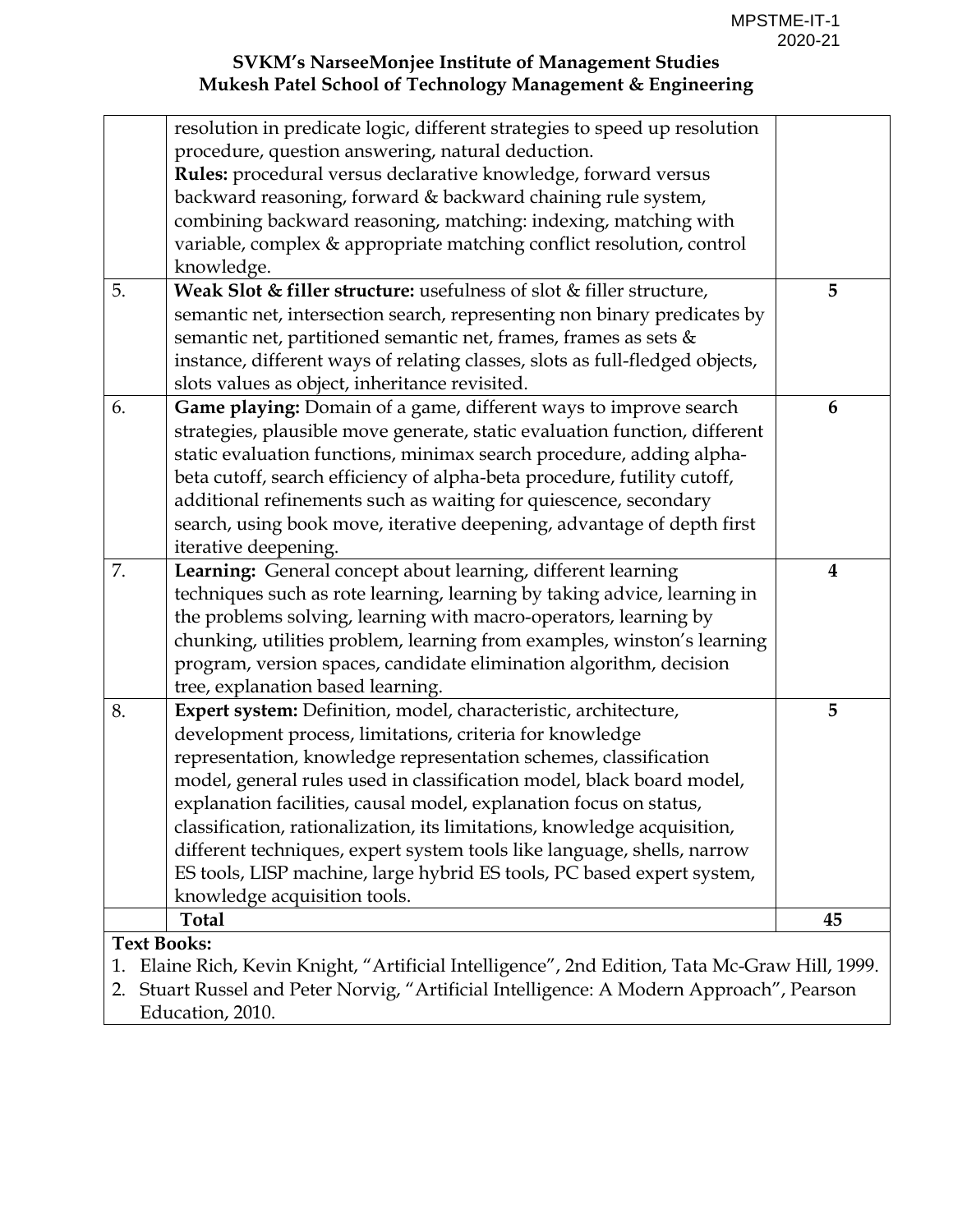| | | |
|---|---|---|
| | resolution in predicate logic, different strategies to speed up resolution procedure, question answering, natural deduction. **Rules:** procedural versus declarative knowledge, forward versus backward reasoning, forward & backward chaining rule system, combining backward reasoning, matching: indexing, matching with variable, complex & appropriate matching conflict resolution, control knowledge. | |
| 5. | **Weak Slot & filler structure:** usefulness of slot & filler structure, semantic net, intersection search, representing non binary predicates by semantic net, partitioned semantic net, frames, frames as sets & instance, different ways of relating classes, slots as full-fledged objects, slots values as object, inheritance revisited. | **5** |
| 6. | **Game playing:** Domain of a game, different ways to improve search strategies, plausible move generate, static evaluation function, different static evaluation functions, minimax search procedure, adding alpha-beta cutoff, search efficiency of alpha-beta procedure, futility cutoff, additional refinements such as waiting for quiescence, secondary search, using book move, iterative deepening, advantage of depth first iterative deepening. | **6** |
| 7. | **Learning:** General concept about learning, different learning techniques such as rote learning, learning by taking advice, learning in the problems solving, learning with macro-operators, learning by chunking, utilities problem, learning from examples, winston's learning program, version spaces, candidate elimination algorithm, decision tree, explanation based learning. | **4** |
| 8. | **Expert system:** Definition, model, characteristic, architecture, development process, limitations, criteria for knowledge representation, knowledge representation schemes, classification model, general rules used in classification model, black board model, explanation facilities, causal model, explanation focus on status, classification, rationalization, its limitations, knowledge acquisition, different techniques, expert system tools like language, shells, narrow ES tools, LISP machine, large hybrid ES tools, PC based expert system, knowledge acquisition tools. | **5** |
| | **Total** | **45** |

**Text Books:**

1. Elaine Rich, Kevin Knight, "Artificial Intelligence", 2nd Edition, Tata Mc-Graw Hill, 1999.
2. Stuart Russel and Peter Norvig, "Artificial Intelligence: A Modern Approach", Pearson Education, 2010.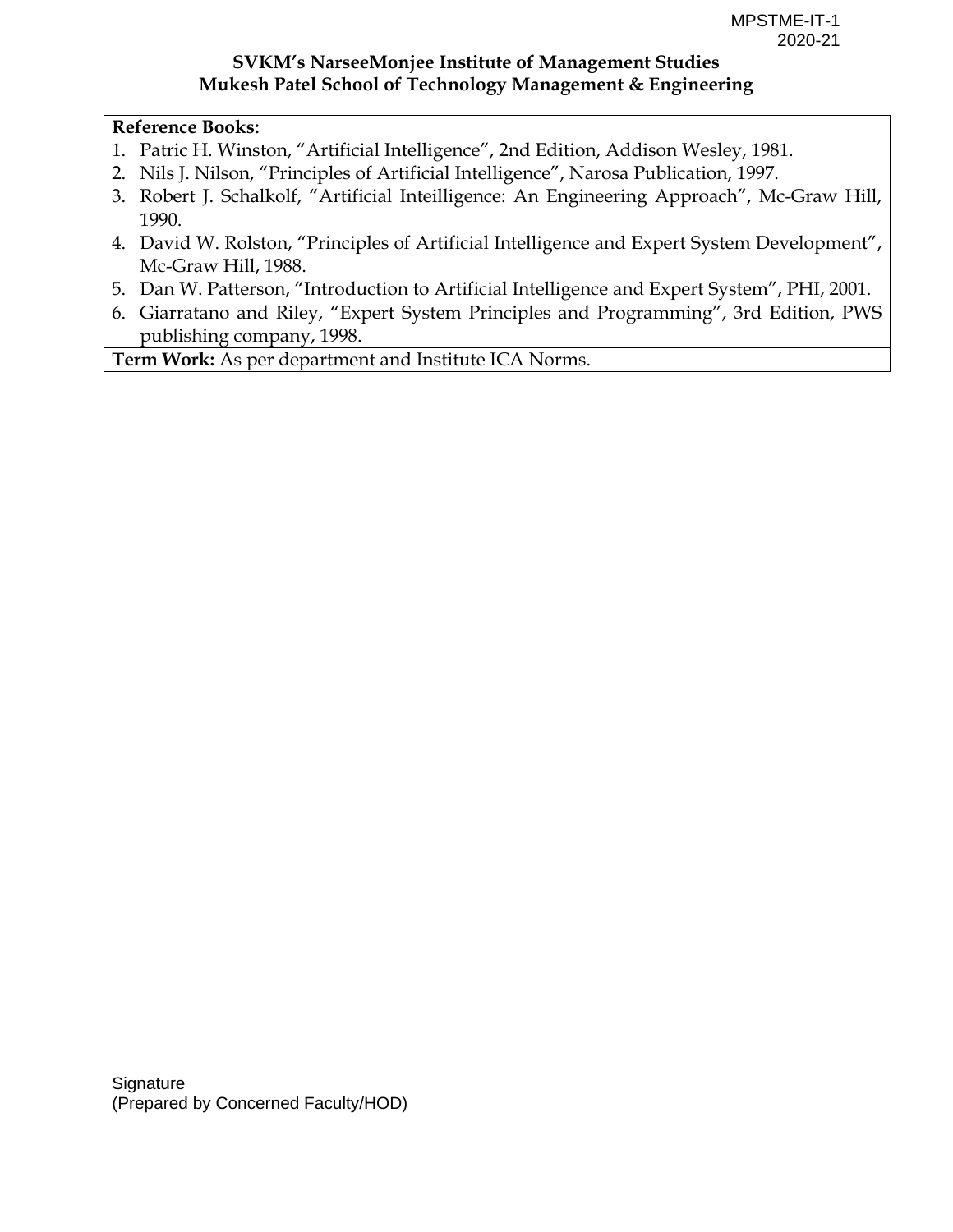**Reference Books:**

1. Patric H. Winston, "Artificial Intelligence", 2nd Edition, Addison Wesley, 1981.
2. Nils J. Nilson, "Principles of Artificial Intelligence", Narosa Publication, 1997.
3. Robert J. Schalkolf, "Artificial Inteilligence: An Engineering Approach", Mc-Graw Hill, 1990.
4. David W. Rolston, "Principles of Artificial Intelligence and Expert System Development", Mc-Graw Hill, 1988.
5. Dan W. Patterson, "Introduction to Artificial Intelligence and Expert System", PHI, 2001.
6. Giarratano and Riley, "Expert System Principles and Programming", 3rd Edition, PWS publishing company, 1998.

**Term Work:** As per department and Institute ICA Norms.

Signature
(Prepared by Concerned Faculty/HOD)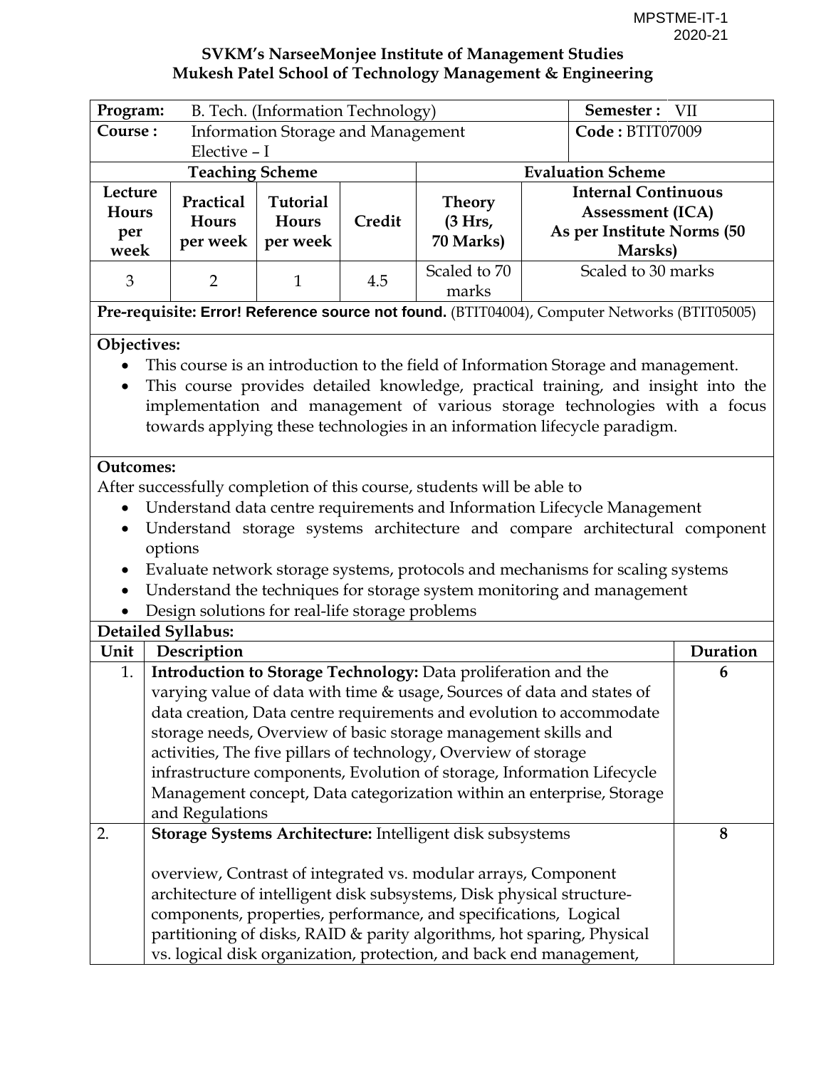MPSTME-IT-1
2020-21

**SVKM's NarseeMonjee Institute of Management Studies**
**Mukesh Patel School of Technology Management & Engineering**

| **Program:** | B. Tech. (Information Technology) | | | | **Semester :** VII |
|---|---|---|---|---|---|
| **Course :** | Information Storage and Management Elective – I | | | | **Code :** BTIT07009 |
| **Teaching Scheme** | | | | **Evaluation Scheme** | |
| **Lecture Hours per week** | **Practical Hours per week** | **Tutorial Hours per week** | **Credit** | **Theory (3 Hrs, 70 Marks)** | **Internal Continuous Assessment (ICA) As per Institute Norms (50 Marsks)** |
| 3 | 2 | 1 | 4.5 | Scaled to 70 marks | Scaled to 30 marks |

**Pre-requisite: Error! Reference source not found.** (BTIT04004), Computer Networks (BTIT05005)

**Objectives:**

- This course is an introduction to the field of Information Storage and management.
- This course provides detailed knowledge, practical training, and insight into the implementation and management of various storage technologies with a focus towards applying these technologies in an information lifecycle paradigm.

**Outcomes:**

After successfully completion of this course, students will be able to

- Understand data centre requirements and Information Lifecycle Management
- Understand storage systems architecture and compare architectural component options
- Evaluate network storage systems, protocols and mechanisms for scaling systems
- Understand the techniques for storage system monitoring and management
- Design solutions for real-life storage problems

**Detailed Syllabus:**

| Unit | Description | Duration |
|---|---|---|
| 1. | **Introduction to Storage Technology:** Data proliferation and the varying value of data with time & usage, Sources of data and states of data creation, Data centre requirements and evolution to accommodate storage needs, Overview of basic storage management skills and activities, The five pillars of technology, Overview of storage infrastructure components, Evolution of storage, Information Lifecycle Management concept, Data categorization within an enterprise, Storage and Regulations | **6** |
| 2. | **Storage Systems Architecture:** Intelligent disk subsystems<br><br>overview, Contrast of integrated vs. modular arrays, Component architecture of intelligent disk subsystems, Disk physical structure-components, properties, performance, and specifications, Logical partitioning of disks, RAID & parity algorithms, hot sparing, Physical vs. logical disk organization, protection, and back end management, | **8** |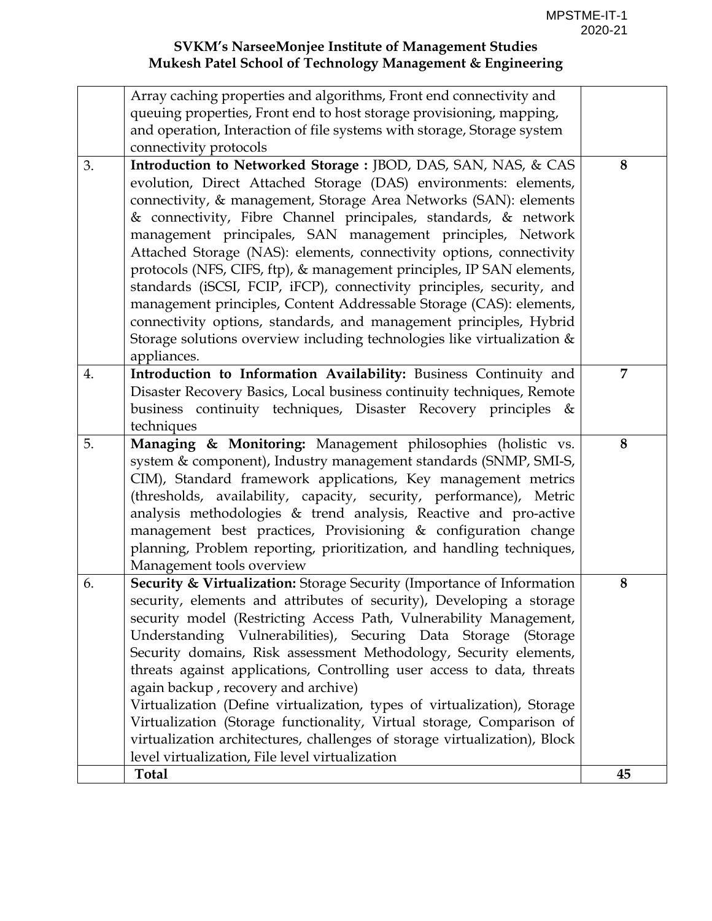**SVKM's NarseeMonjee Institute of Management Studies**
**Mukesh Patel School of Technology Management & Engineering**

| | | |
|---|---|---|
| | Array caching properties and algorithms, Front end connectivity and queuing properties, Front end to host storage provisioning, mapping, and operation, Interaction of file systems with storage, Storage system connectivity protocols | |
| 3. | **Introduction to Networked Storage :** JBOD, DAS, SAN, NAS, & CAS evolution, Direct Attached Storage (DAS) environments: elements, connectivity, & management, Storage Area Networks (SAN): elements & connectivity, Fibre Channel principales, standards, & network management principales, SAN management principles, Network Attached Storage (NAS): elements, connectivity options, connectivity protocols (NFS, CIFS, ftp), & management principles, IP SAN elements, standards (iSCSI, FCIP, iFCP), connectivity principles, security, and management principles, Content Addressable Storage (CAS): elements, connectivity options, standards, and management principles, Hybrid Storage solutions overview including technologies like virtualization & appliances. | **8** |
| 4. | **Introduction to Information Availability:** Business Continuity and Disaster Recovery Basics, Local business continuity techniques, Remote business continuity techniques, Disaster Recovery principles & techniques | **7** |
| 5. | **Managing & Monitoring:** Management philosophies (holistic vs. system & component), Industry management standards (SNMP, SMI-S, CIM), Standard framework applications, Key management metrics (thresholds, availability, capacity, security, performance), Metric analysis methodologies & trend analysis, Reactive and pro-active management best practices, Provisioning & configuration change planning, Problem reporting, prioritization, and handling techniques, Management tools overview | **8** |
| 6. | **Security & Virtualization:** Storage Security (Importance of Information security, elements and attributes of security), Developing a storage security model (Restricting Access Path, Vulnerability Management, Understanding Vulnerabilities), Securing Data Storage (Storage Security domains, Risk assessment Methodology, Security elements, threats against applications, Controlling user access to data, threats again backup , recovery and archive)<br>Virtualization (Define virtualization, types of virtualization), Storage Virtualization (Storage functionality, Virtual storage, Comparison of virtualization architectures, challenges of storage virtualization), Block level virtualization, File level virtualization | **8** |
| | **Total** | **45** |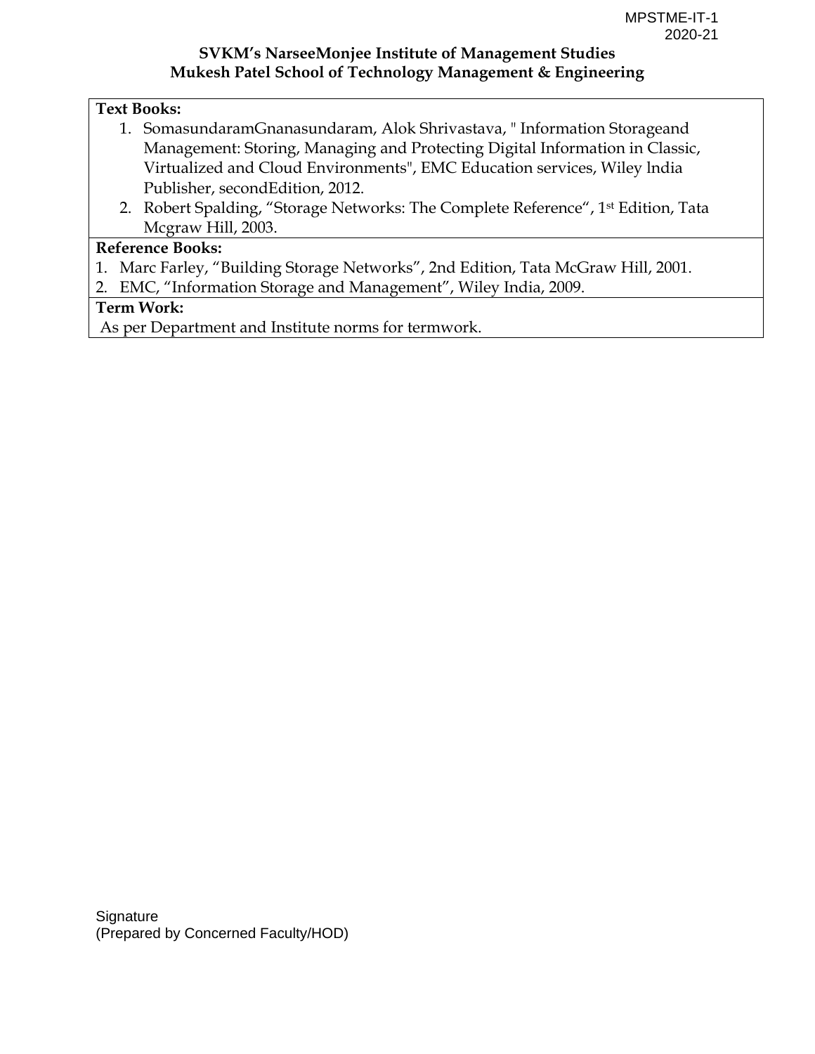**SVKM's NarseeMonjee Institute of Management Studies**
**Mukesh Patel School of Technology Management & Engineering**

**Text Books:**

1. SomasundaramGnanasundaram, Alok Shrivastava, " Information Storageand Management: Storing, Managing and Protecting Digital Information in Classic, Virtualized and Cloud Environments", EMC Education services, Wiley India Publisher, secondEdition, 2012.
2. Robert Spalding, "Storage Networks: The Complete Reference", 1st Edition, Tata Mcgraw Hill, 2003.

**Reference Books:**

1. Marc Farley, "Building Storage Networks", 2nd Edition, Tata McGraw Hill, 2001.
2. EMC, "Information Storage and Management", Wiley India, 2009.

**Term Work:**

As per Department and Institute norms for termwork.

Signature
(Prepared by Concerned Faculty/HOD)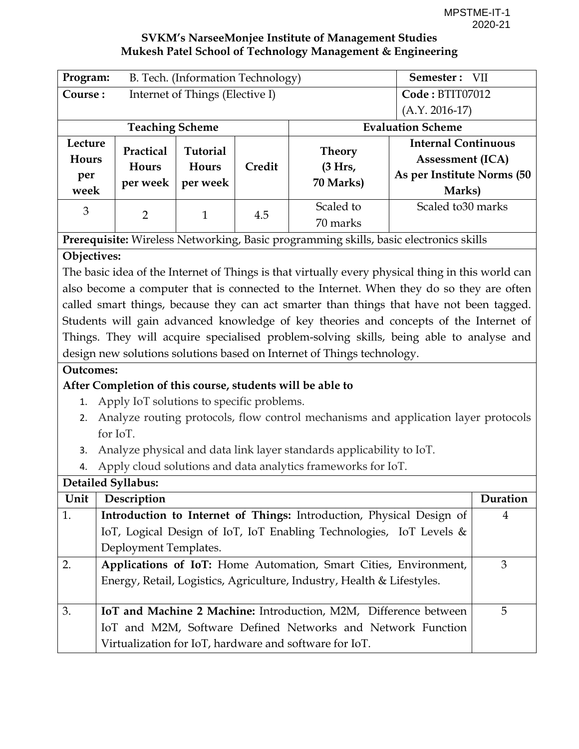MPSTME-IT-1
2020-21

**SVKM's NarseeMonjee Institute of Management Studies**
**Mukesh Patel School of Technology Management & Engineering**

| **Program:** | B. Tech. (Information Technology) | | | **Semester :** VII | |
|---|---|---|---|---|---|
| **Course :** | Internet of Things (Elective I) | | | **Code :** BTIT07012 (A.Y. 2016-17) | |
| **Teaching Scheme** | | | | **Evaluation Scheme** | |
| **Lecture Hours per week** | **Practical Hours per week** | **Tutorial Hours per week** | **Credit** | **Theory (3 Hrs, 70 Marks)** | **Internal Continuous Assessment (ICA) As per Institute Norms (50 Marks)** |
| 3 | 2 | 1 | 4.5 | Scaled to 70 marks | Scaled to30 marks |

**Prerequisite:** Wireless Networking, Basic programming skills, basic electronics skills

**Objectives:**

The basic idea of the Internet of Things is that virtually every physical thing in this world can also become a computer that is connected to the Internet. When they do so they are often called smart things, because they can act smarter than things that have not been tagged. Students will gain advanced knowledge of key theories and concepts of the Internet of Things. They will acquire specialised problem-solving skills, being able to analyse and design new solutions solutions based on Internet of Things technology.

**Outcomes:**

**After Completion of this course, students will be able to**

1. Apply IoT solutions to specific problems.
2. Analyze routing protocols, flow control mechanisms and application layer protocols for IoT.
3. Analyze physical and data link layer standards applicability to IoT.
4. Apply cloud solutions and data analytics frameworks for IoT.

**Detailed Syllabus:**

| Unit | Description | Duration |
|---|---|---|
| 1. | **Introduction to Internet of Things:** Introduction, Physical Design of IoT, Logical Design of IoT, IoT Enabling Technologies, IoT Levels & Deployment Templates. | 4 |
| 2. | **Applications of IoT:** Home Automation, Smart Cities, Environment, Energy, Retail, Logistics, Agriculture, Industry, Health & Lifestyles. | 3 |
| 3. | **IoT and Machine 2 Machine:** Introduction, M2M, Difference between IoT and M2M, Software Defined Networks and Network Function Virtualization for IoT, hardware and software for IoT. | 5 |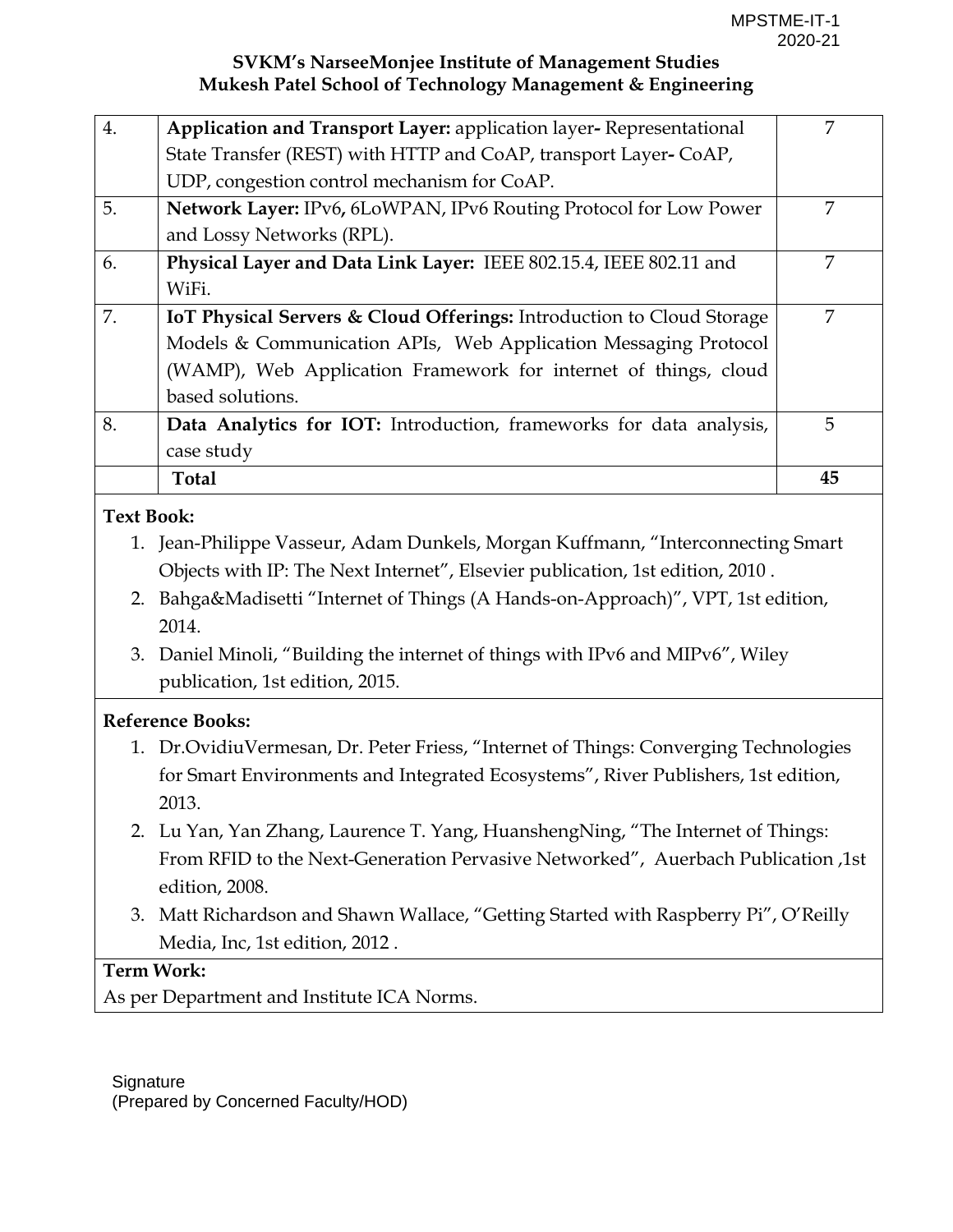| | | |
|---|---|---|
| 4. | **Application and Transport Layer:** application layer**-** Representational State Transfer (REST) with HTTP and CoAP, transport Layer**-** CoAP, UDP, congestion control mechanism for CoAP. | 7 |
| 5. | **Network Layer:** IPv6**,** 6LoWPAN, IPv6 Routing Protocol for Low Power and Lossy Networks (RPL). | 7 |
| 6. | **Physical Layer and Data Link Layer:** IEEE 802.15.4, IEEE 802.11 and WiFi. | 7 |
| 7. | **IoT Physical Servers & Cloud Offerings:** Introduction to Cloud Storage Models & Communication APIs, Web Application Messaging Protocol (WAMP), Web Application Framework for internet of things, cloud based solutions. | 7 |
| 8. | **Data Analytics for IOT:** Introduction, frameworks for data analysis, case study | 5 |
| | **Total** | **45** |

**Text Book:**

1. Jean-Philippe Vasseur, Adam Dunkels, Morgan Kuffmann, "Interconnecting Smart Objects with IP: The Next Internet", Elsevier publication, 1st edition, 2010 .
2. Bahga&Madisetti "Internet of Things (A Hands-on-Approach)", VPT, 1st edition, 2014.
3. Daniel Minoli, "Building the internet of things with IPv6 and MIPv6", Wiley publication, 1st edition, 2015.

**Reference Books:**

1. Dr.OvidiuVermesan, Dr. Peter Friess, "Internet of Things: Converging Technologies for Smart Environments and Integrated Ecosystems", River Publishers, 1st edition, 2013.
2. Lu Yan, Yan Zhang, Laurence T. Yang, HuanshengNing, "The Internet of Things: From RFID to the Next-Generation Pervasive Networked", Auerbach Publication ,1st edition, 2008.
3. Matt Richardson and Shawn Wallace, "Getting Started with Raspberry Pi", O'Reilly Media, Inc, 1st edition, 2012 .

**Term Work:**

As per Department and Institute ICA Norms.

Signature
(Prepared by Concerned Faculty/HOD)